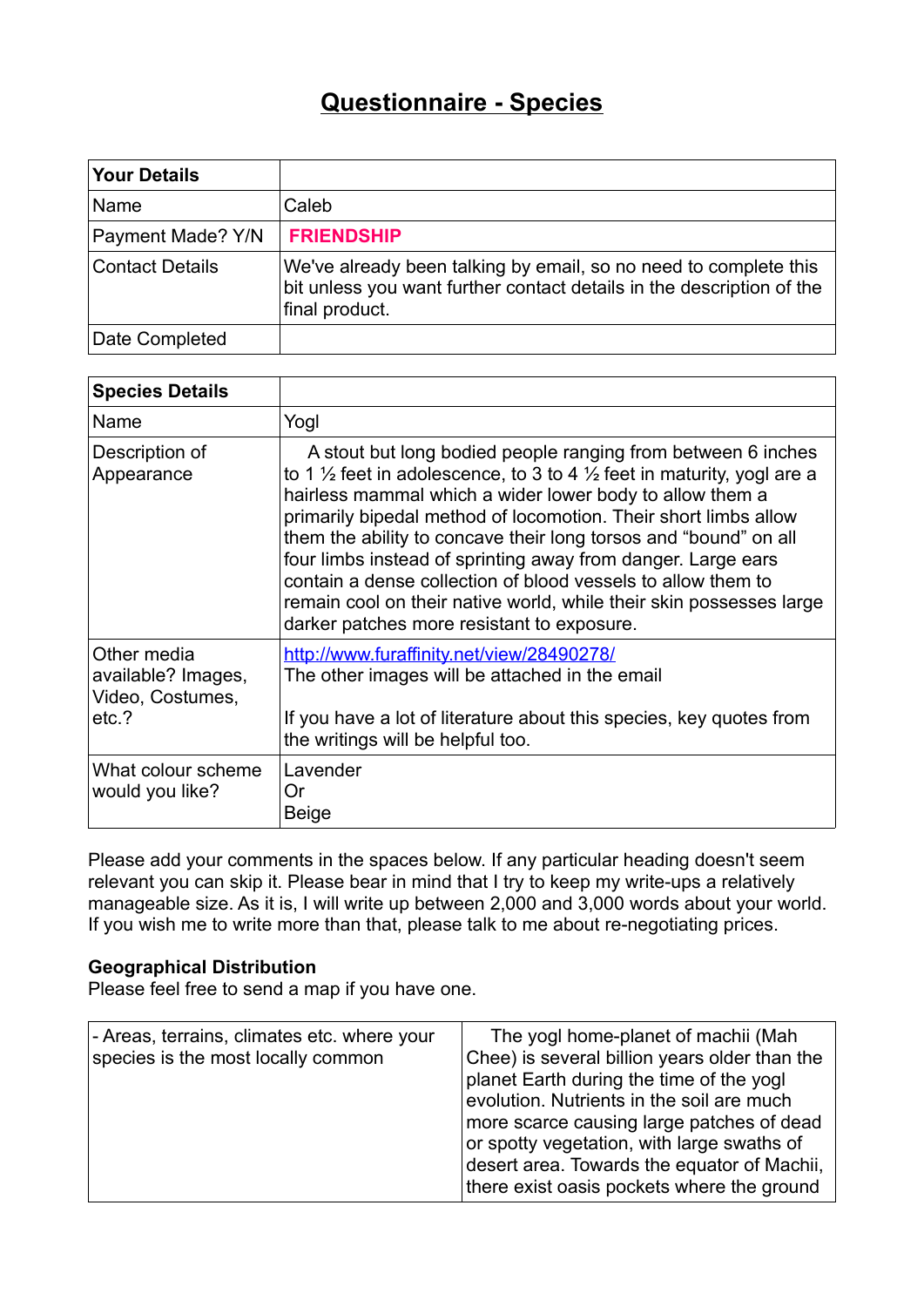# Questionnaire - Species

| Your Details | |
|---|---|
| Name | Caleb |
| Payment Made? Y/N | **FRIENDSHIP** |
| Contact Details | We've already been talking by email, so no need to complete this bit unless you want further contact details in the description of the final product. |
| Date Completed | |

| Species Details | |
|---|---|
| Name | Yogl |
| Description of Appearance | A stout but long bodied people ranging from between 6 inches to 1 ½ feet in adolescence, to 3 to 4 ½ feet in maturity, yogl are a hairless mammal which a wider lower body to allow them a primarily bipedal method of locomotion. Their short limbs allow them the ability to concave their long torsos and "bound" on all four limbs instead of sprinting away from danger. Large ears contain a dense collection of blood vessels to allow them to remain cool on their native world, while their skin possesses large darker patches more resistant to exposure. |
| Other media available? Images, Video, Costumes, etc.? | [http://www.furaffinity.net/view/28490278/](http://www.furaffinity.net/view/28490278/) The other images will be attached in the email<br><br>If you have a lot of literature about this species, key quotes from the writings will be helpful too. |
| What colour scheme would you like? | Lavender<br>Or<br>Beige |

Please add your comments in the spaces below. If any particular heading doesn't seem relevant you can skip it. Please bear in mind that I try to keep my write-ups a relatively manageable size. As it is, I will write up between 2,000 and 3,000 words about your world. If you wish me to write more than that, please talk to me about re-negotiating prices.

**Geographical Distribution**
Please feel free to send a map if you have one.

| | |
|---|---|
| - Areas, terrains, climates etc. where your species is the most locally common | The yogl home-planet of machii (Mah Chee) is several billion years older than the planet Earth during the time of the yogl evolution. Nutrients in the soil are much more scarce causing large patches of dead or spotty vegetation, with large swaths of desert area. Towards the equator of Machii, there exist oasis pockets where the ground |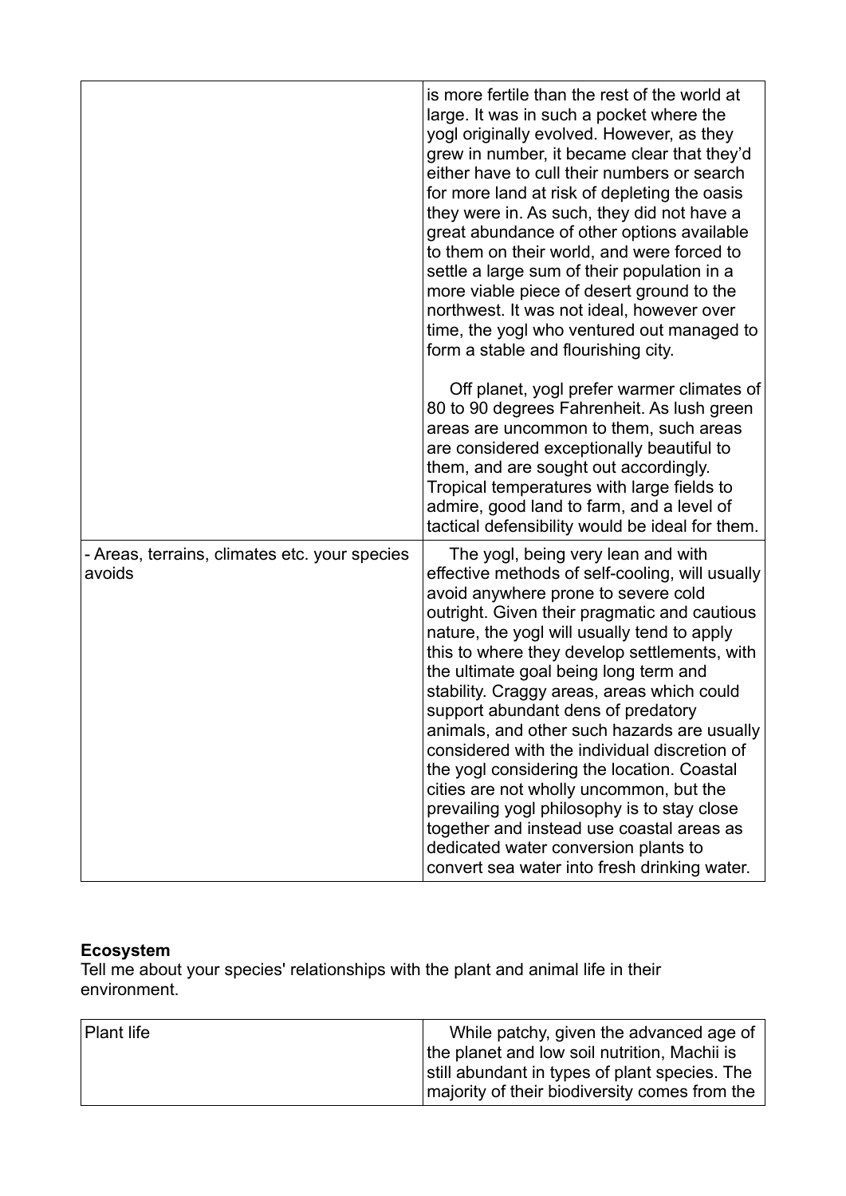| | |
|---|---|
| | is more fertile than the rest of the world at large. It was in such a pocket where the yogl originally evolved. However, as they grew in number, it became clear that they'd either have to cull their numbers or search for more land at risk of depleting the oasis they were in. As such, they did not have a great abundance of other options available to them on their world, and were forced to settle a large sum of their population in a more viable piece of desert ground to the northwest. It was not ideal, however over time, the yogl who ventured out managed to form a stable and flourishing city.<br><br>Off planet, yogl prefer warmer climates of 80 to 90 degrees Fahrenheit. As lush green areas are uncommon to them, such areas are considered exceptionally beautiful to them, and are sought out accordingly. Tropical temperatures with large fields to admire, good land to farm, and a level of tactical defensibility would be ideal for them. |
| - Areas, terrains, climates etc. your species avoids | The yogl, being very lean and with effective methods of self-cooling, will usually avoid anywhere prone to severe cold outright. Given their pragmatic and cautious nature, the yogl will usually tend to apply this to where they develop settlements, with the ultimate goal being long term and stability. Craggy areas, areas which could support abundant dens of predatory animals, and other such hazards are usually considered with the individual discretion of the yogl considering the location. Coastal cities are not wholly uncommon, but the prevailing yogl philosophy is to stay close together and instead use coastal areas as dedicated water conversion plants to convert sea water into fresh drinking water. |

**Ecosystem**

Tell me about your species' relationships with the plant and animal life in their environment.

| | |
|---|---|
| Plant life | While patchy, given the advanced age of the planet and low soil nutrition, Machii is still abundant in types of plant species. The majority of their biodiversity comes from the |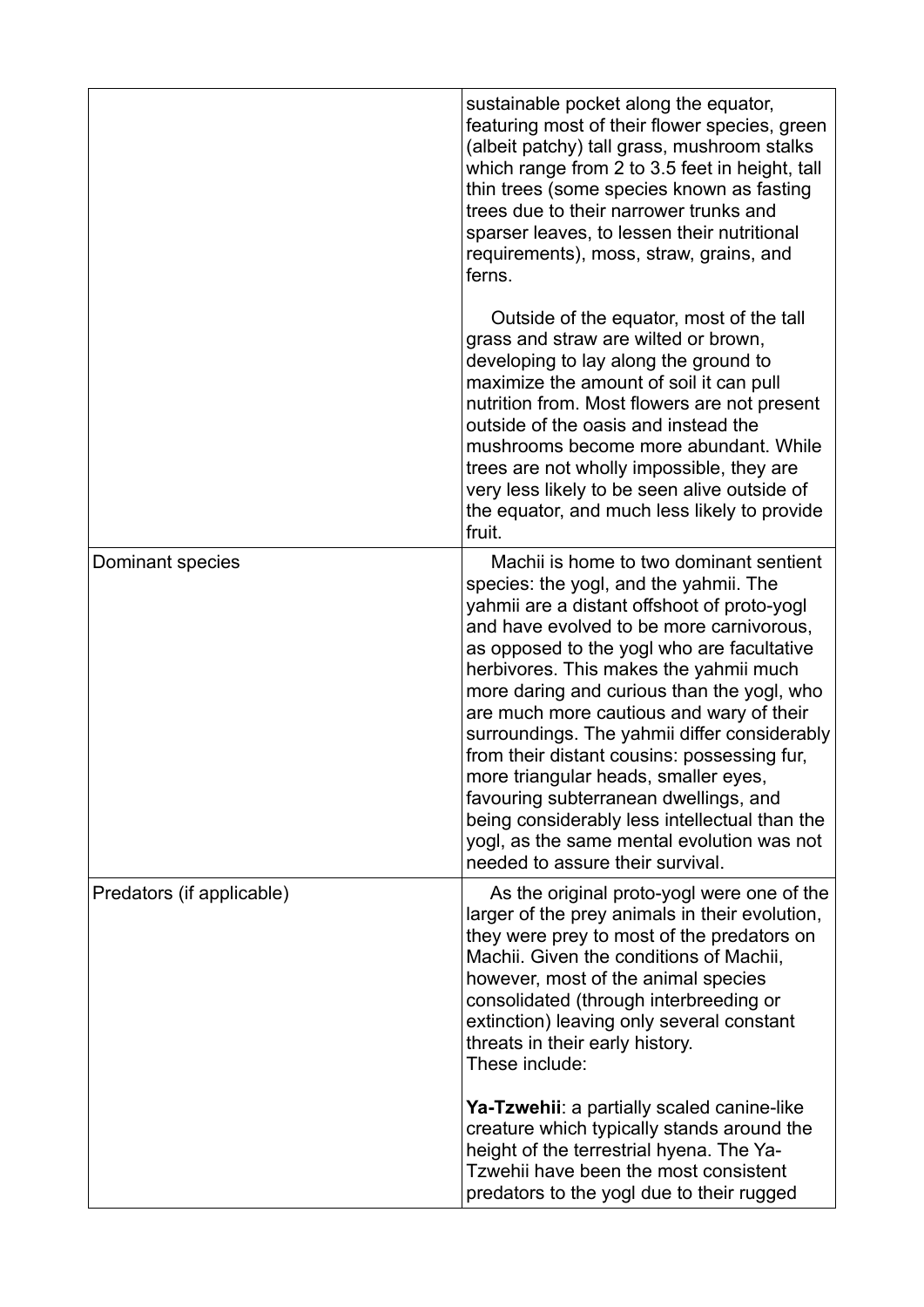| | |
|---|---|
| | sustainable pocket along the equator, featuring most of their flower species, green (albeit patchy) tall grass, mushroom stalks which range from 2 to 3.5 feet in height, tall thin trees (some species known as fasting trees due to their narrower trunks and sparser leaves, to lessen their nutritional requirements), moss, straw, grains, and ferns.<br><br>Outside of the equator, most of the tall grass and straw are wilted or brown, developing to lay along the ground to maximize the amount of soil it can pull nutrition from. Most flowers are not present outside of the oasis and instead the mushrooms become more abundant. While trees are not wholly impossible, they are very less likely to be seen alive outside of the equator, and much less likely to provide fruit. |
| Dominant species | Machii is home to two dominant sentient species: the yogl, and the yahmii. The yahmii are a distant offshoot of proto-yogl and have evolved to be more carnivorous, as opposed to the yogl who are facultative herbivores. This makes the yahmii much more daring and curious than the yogl, who are much more cautious and wary of their surroundings. The yahmii differ considerably from their distant cousins: possessing fur, more triangular heads, smaller eyes, favouring subterranean dwellings, and being considerably less intellectual than the yogl, as the same mental evolution was not needed to assure their survival. |
| Predators (if applicable) | As the original proto-yogl were one of the larger of the prey animals in their evolution, they were prey to most of the predators on Machii. Given the conditions of Machii, however, most of the animal species consolidated (through interbreeding or extinction) leaving only several constant threats in their early history.<br>These include:<br><br>**Ya-Tzwehii**: a partially scaled canine-like creature which typically stands around the height of the terrestrial hyena. The Ya-Tzwehii have been the most consistent predators to the yogl due to their rugged |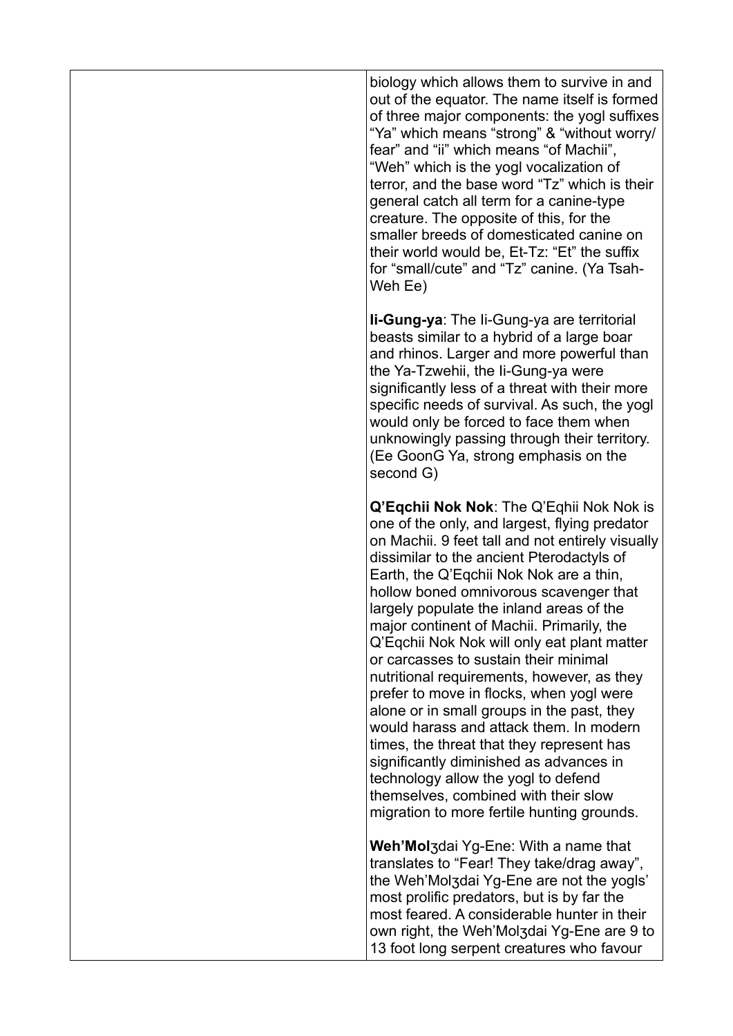| | |
|---|---|
| | biology which allows them to survive in and out of the equator. The name itself is formed of three major components: the yogl suffixes “Ya” which means “strong” & “without worry/fear” and “ii” which means “of Machii”, “Weh” which is the yogl vocalization of terror, and the base word “Tz” which is their general catch all term for a canine-type creature. The opposite of this, for the smaller breeds of domesticated canine on their world would be, Et-Tz: “Et” the suffix for “small/cute” and “Tz” canine. (Ya Tsah-Weh Ee)<br><br>**Ii-Gung-ya**: The Ii-Gung-ya are territorial beasts similar to a hybrid of a large boar and rhinos. Larger and more powerful than the Ya-Tzwehii, the Ii-Gung-ya were significantly less of a threat with their more specific needs of survival. As such, the yogl would only be forced to face them when unknowingly passing through their territory. (Ee GoonG Ya, strong emphasis on the second G)<br><br>**Q’Eqchii Nok Nok**: The Q’Eqhii Nok Nok is one of the only, and largest, flying predator on Machii. 9 feet tall and not entirely visually dissimilar to the ancient Pterodactyls of Earth, the Q’Eqchii Nok Nok are a thin, hollow boned omnivorous scavenger that largely populate the inland areas of the major continent of Machii. Primarily, the Q’Eqchii Nok Nok will only eat plant matter or carcasses to sustain their minimal nutritional requirements, however, as they prefer to move in flocks, when yogl were alone or in small groups in the past, they would harass and attack them. In modern times, the threat that they represent has significantly diminished as advances in technology allow the yogl to defend themselves, combined with their slow migration to more fertile hunting grounds.<br><br>**Weh’Molʒ**dai Yg-Ene: With a name that translates to “Fear! They take/drag away”, the Weh’Molʒdai Yg-Ene are not the yogls’ most prolific predators, but is by far the most feared. A considerable hunter in their own right, the Weh’Molʒdai Yg-Ene are 9 to 13 foot long serpent creatures who favour |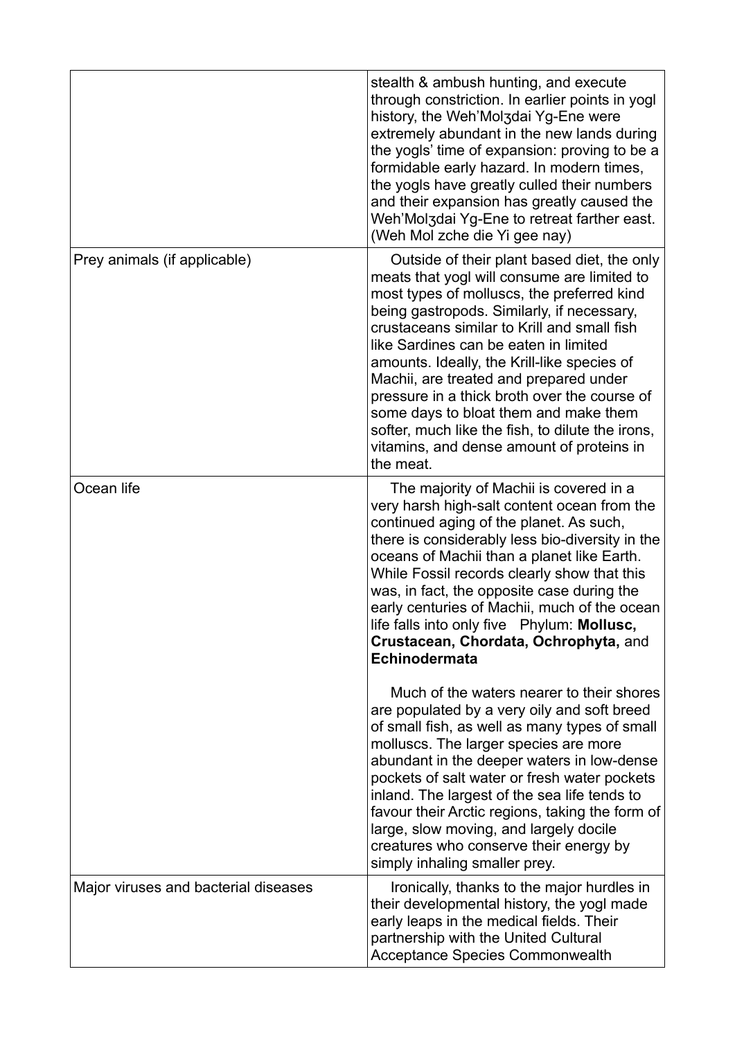| | |
|---|---|
| | stealth & ambush hunting, and execute through constriction. In earlier points in yogl history, the Weh'Molʒdai Yg-Ene were extremely abundant in the new lands during the yogls' time of expansion: proving to be a formidable early hazard. In modern times, the yogls have greatly culled their numbers and their expansion has greatly caused the Weh'Molʒdai Yg-Ene to retreat farther east. (Weh Mol zche die Yi gee nay) |
| Prey animals (if applicable) | Outside of their plant based diet, the only meats that yogl will consume are limited to most types of molluscs, the preferred kind being gastropods. Similarly, if necessary, crustaceans similar to Krill and small fish like Sardines can be eaten in limited amounts. Ideally, the Krill-like species of Machii, are treated and prepared under pressure in a thick broth over the course of some days to bloat them and make them softer, much like the fish, to dilute the irons, vitamins, and dense amount of proteins in the meat. |
| Ocean life | The majority of Machii is covered in a very harsh high-salt content ocean from the continued aging of the planet. As such, there is considerably less bio-diversity in the oceans of Machii than a planet like Earth. While Fossil records clearly show that this was, in fact, the opposite case during the early centuries of Machii, much of the ocean life falls into only five Phylum: **Mollusc, Crustacean, Chordata, Ochrophyta,** and **Echinodermata**<br><br>Much of the waters nearer to their shores are populated by a very oily and soft breed of small fish, as well as many types of small molluscs. The larger species are more abundant in the deeper waters in low-dense pockets of salt water or fresh water pockets inland. The largest of the sea life tends to favour their Arctic regions, taking the form of large, slow moving, and largely docile creatures who conserve their energy by simply inhaling smaller prey. |
| Major viruses and bacterial diseases | Ironically, thanks to the major hurdles in their developmental history, the yogl made early leaps in the medical fields. Their partnership with the United Cultural Acceptance Species Commonwealth |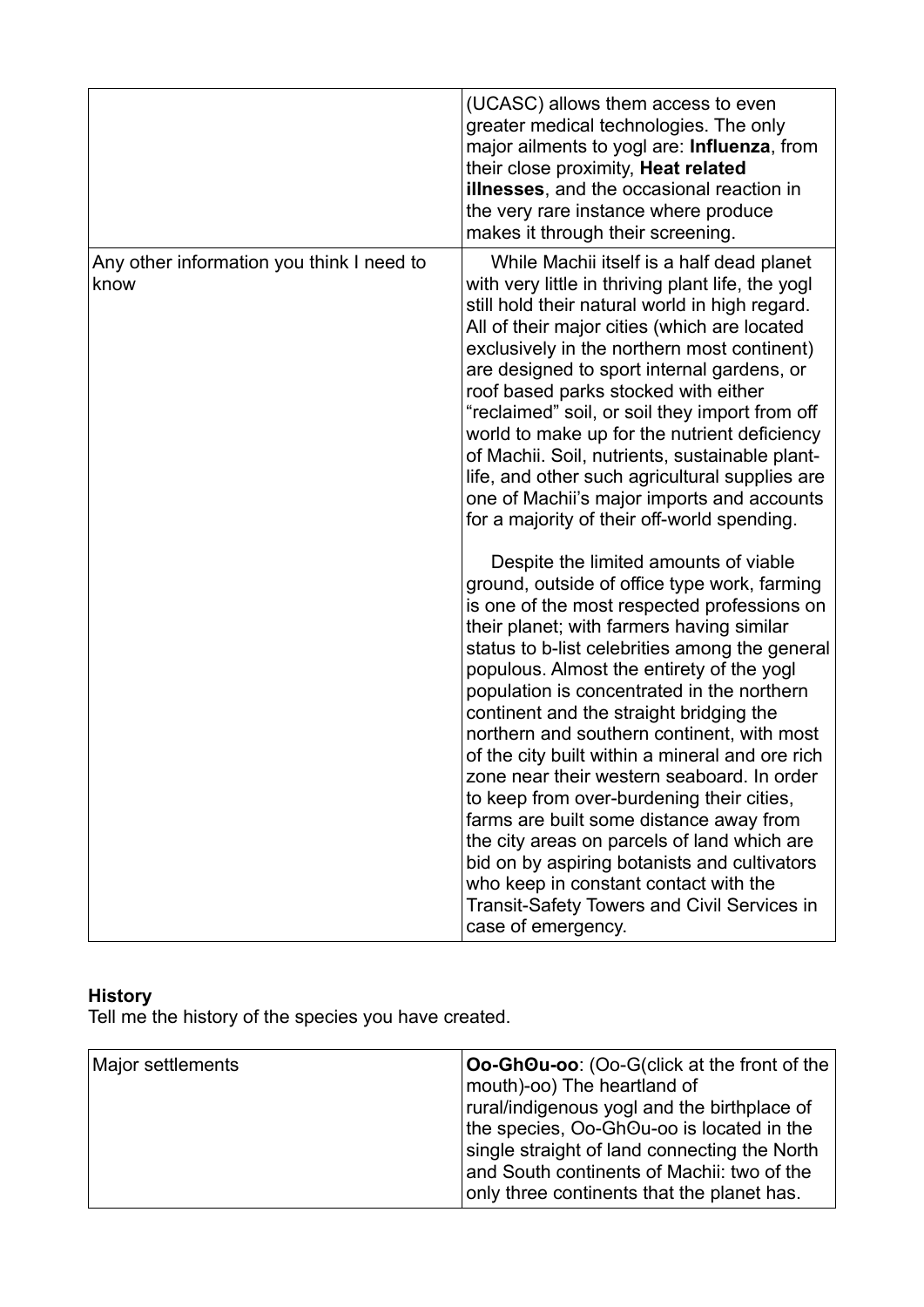| | |
|---|---|
| | (UCASC) allows them access to even greater medical technologies. The only major ailments to yogl are: **Influenza**, from their close proximity, **Heat related illnesses**, and the occasional reaction in the very rare instance where produce makes it through their screening. |
| Any other information you think I need to know | While Machii itself is a half dead planet with very little in thriving plant life, the yogl still hold their natural world in high regard. All of their major cities (which are located exclusively in the northern most continent) are designed to sport internal gardens, or roof based parks stocked with either "reclaimed" soil, or soil they import from off world to make up for the nutrient deficiency of Machii. Soil, nutrients, sustainable plant-life, and other such agricultural supplies are one of Machii's major imports and accounts for a majority of their off-world spending.<br><br>Despite the limited amounts of viable ground, outside of office type work, farming is one of the most respected professions on their planet; with farmers having similar status to b-list celebrities among the general populous. Almost the entirety of the yogl population is concentrated in the northern continent and the straight bridging the northern and southern continent, with most of the city built within a mineral and ore rich zone near their western seaboard. In order to keep from over-burdening their cities, farms are built some distance away from the city areas on parcels of land which are bid on by aspiring botanists and cultivators who keep in constant contact with the Transit-Safety Towers and Civil Services in case of emergency. |

**History**

Tell me the history of the species you have created.

| | |
|---|---|
| Major settlements | **Oo-Ghʘu-oo**: (Oo-G(click at the front of the mouth)-oo) The heartland of rural/indigenous yogl and the birthplace of the species, Oo-Ghʘu-oo is located in the single straight of land connecting the North and South continents of Machii: two of the only three continents that the planet has. |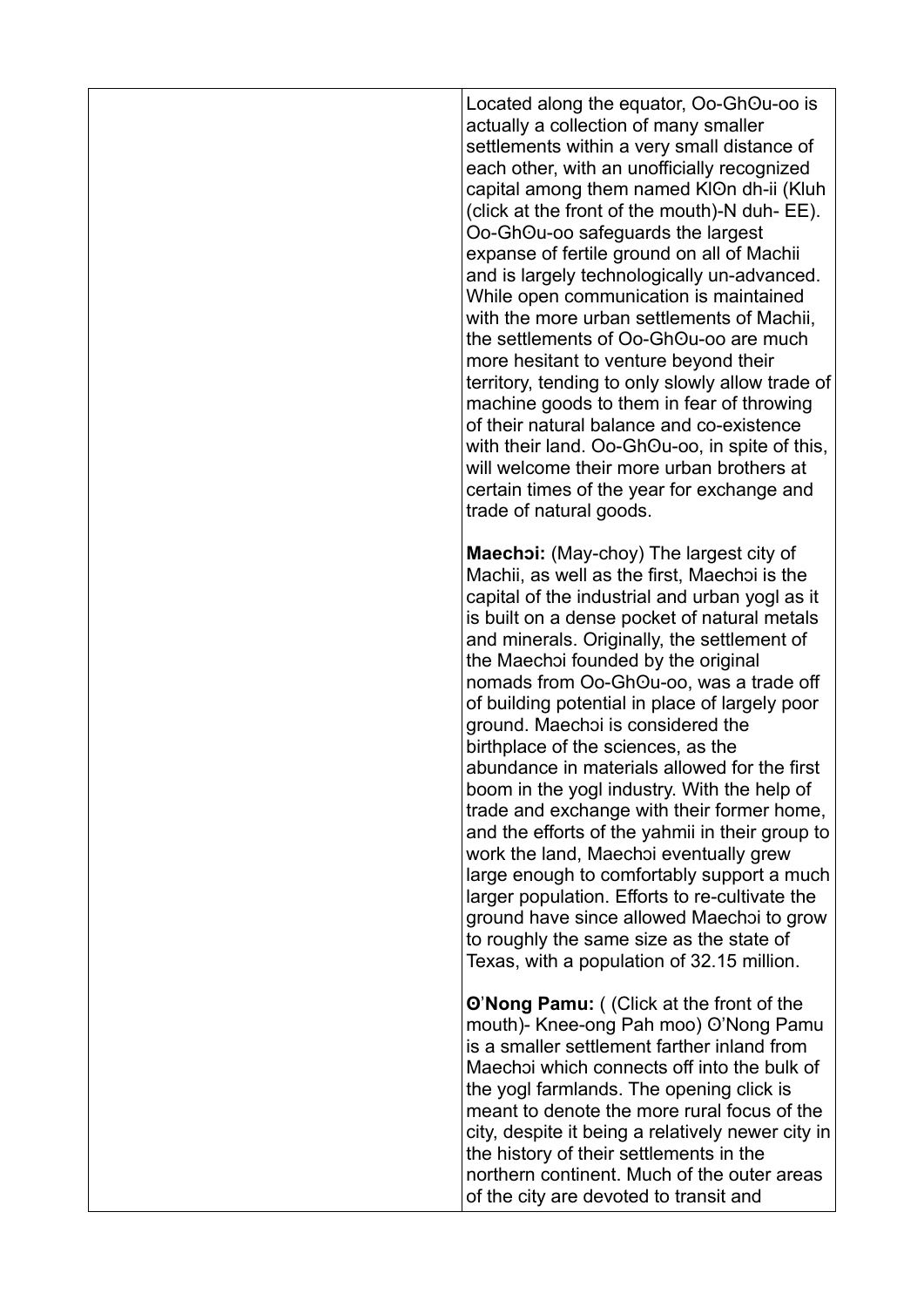| | |
|---|---|
| | Located along the equator, Oo-GhʘU-oo is actually a collection of many smaller settlements within a very small distance of each other, with an unofficially recognized capital among them named KlʘN dh-ii (Kluh (click at the front of the mouth)-N duh- EE). Oo-GhʘU-oo safeguards the largest expanse of fertile ground on all of Machii and is largely technologically un-advanced. While open communication is maintained with the more urban settlements of Machii, the settlements of Oo-GhʘU-oo are much more hesitant to venture beyond their territory, tending to only slowly allow trade of machine goods to them in fear of throwing of their natural balance and co-existence with their land. Oo-GhʘU-oo, in spite of this, will welcome their more urban brothers at certain times of the year for exchange and trade of natural goods.<br><br>**Maechɔi:** (May-choy) The largest city of Machii, as well as the first, Maechɔi is the capital of the industrial and urban yogl as it is built on a dense pocket of natural metals and minerals. Originally, the settlement of the Maechɔi founded by the original nomads from Oo-GhʘU-oo, was a trade off of building potential in place of largely poor ground. Maechɔi is considered the birthplace of the sciences, as the abundance in materials allowed for the first boom in the yogl industry. With the help of trade and exchange with their former home, and the efforts of the yahmii in their group to work the land, Maechɔi eventually grew large enough to comfortably support a much larger population. Efforts to re-cultivate the ground have since allowed Maechɔi to grow to roughly the same size as the state of Texas, with a population of 32.15 million.<br><br>**ʘ'Nong Pamu:** ( (Click at the front of the mouth)- Knee-ong Pah moo) ʘ'Nong Pamu is a smaller settlement farther inland from Maechɔi which connects off into the bulk of the yogl farmlands. The opening click is meant to denote the more rural focus of the city, despite it being a relatively newer city in the history of their settlements in the northern continent. Much of the outer areas of the city are devoted to transit and |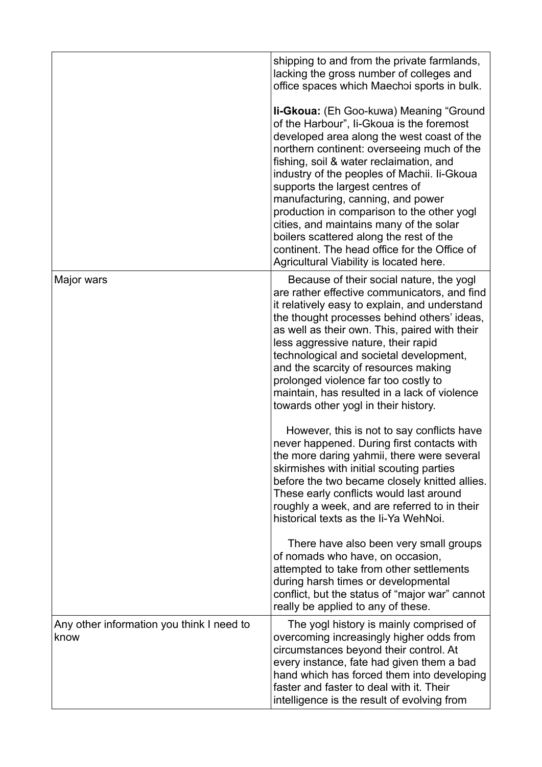| | |
|---|---|
| | shipping to and from the private farmlands, lacking the gross number of colleges and office spaces which Maechɔi sports in bulk.<br><br>**Ii-Gkoua:** (Eh Goo-kuwa) Meaning "Ground of the Harbour", Ii-Gkoua is the foremost developed area along the west coast of the northern continent: overseeing much of the fishing, soil & water reclaimation, and industry of the peoples of Machii. Ii-Gkoua supports the largest centres of manufacturing, canning, and power production in comparison to the other yogl cities, and maintains many of the solar boilers scattered along the rest of the continent. The head office for the Office of Agricultural Viability is located here. |
| Major wars | Because of their social nature, the yogl are rather effective communicators, and find it relatively easy to explain, and understand the thought processes behind others' ideas, as well as their own. This, paired with their less aggressive nature, their rapid technological and societal development, and the scarcity of resources making prolonged violence far too costly to maintain, has resulted in a lack of violence towards other yogl in their history.<br><br>However, this is not to say conflicts have never happened. During first contacts with the more daring yahmii, there were several skirmishes with initial scouting parties before the two became closely knitted allies. These early conflicts would last around roughly a week, and are referred to in their historical texts as the Ii-Ya WehNoi.<br><br>There have also been very small groups of nomads who have, on occasion, attempted to take from other settlements during harsh times or developmental conflict, but the status of "major war" cannot really be applied to any of these. |
| Any other information you think I need to know | The yogl history is mainly comprised of overcoming increasingly higher odds from circumstances beyond their control. At every instance, fate had given them a bad hand which has forced them into developing faster and faster to deal with it. Their intelligence is the result of evolving from |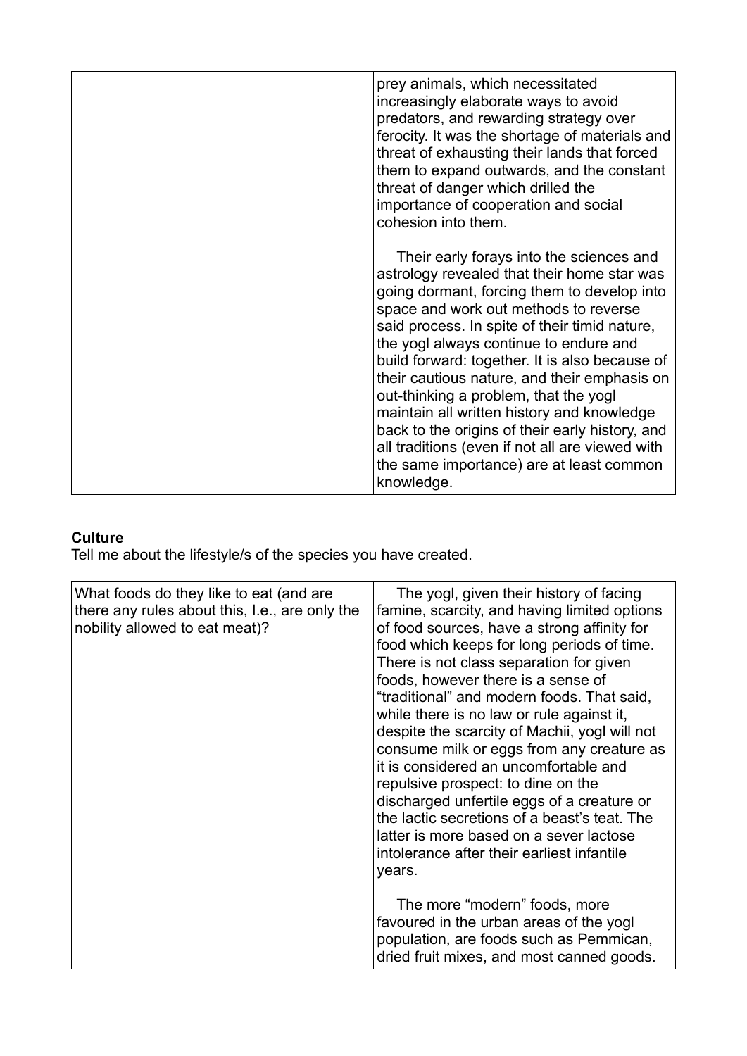| | |
|---|---|
| | prey animals, which necessitated increasingly elaborate ways to avoid predators, and rewarding strategy over ferocity. It was the shortage of materials and threat of exhausting their lands that forced them to expand outwards, and the constant threat of danger which drilled the importance of cooperation and social cohesion into them.<br><br>Their early forays into the sciences and astrology revealed that their home star was going dormant, forcing them to develop into space and work out methods to reverse said process. In spite of their timid nature, the yogl always continue to endure and build forward: together. It is also because of their cautious nature, and their emphasis on out-thinking a problem, that the yogl maintain all written history and knowledge back to the origins of their early history, and all traditions (even if not all are viewed with the same importance) are at least common knowledge. |

**Culture**

Tell me about the lifestyle/s of the species you have created.

| | |
|---|---|
| What foods do they like to eat (and are there any rules about this, I.e., are only the nobility allowed to eat meat)? | The yogl, given their history of facing famine, scarcity, and having limited options of food sources, have a strong affinity for food which keeps for long periods of time. There is not class separation for given foods, however there is a sense of "traditional" and modern foods. That said, while there is no law or rule against it, despite the scarcity of Machii, yogl will not consume milk or eggs from any creature as it is considered an uncomfortable and repulsive prospect: to dine on the discharged unfertile eggs of a creature or the lactic secretions of a beast's teat. The latter is more based on a sever lactose intolerance after their earliest infantile years.<br><br>The more "modern" foods, more favoured in the urban areas of the yogl population, are foods such as Pemmican, dried fruit mixes, and most canned goods. |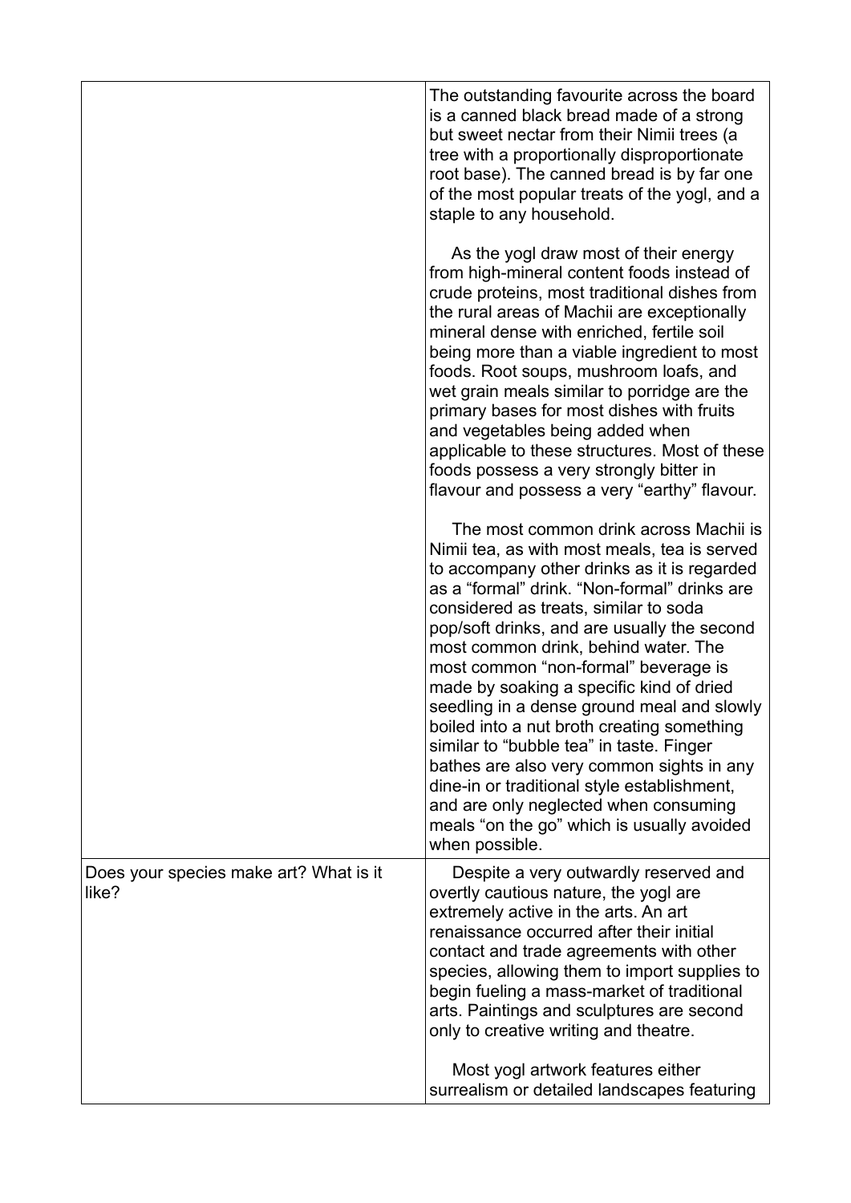| | |
|---|---|
| | The outstanding favourite across the board is a canned black bread made of a strong but sweet nectar from their Nimii trees (a tree with a proportionally disproportionate root base). The canned bread is by far one of the most popular treats of the yogl, and a staple to any household.<br><br>As the yogl draw most of their energy from high-mineral content foods instead of crude proteins, most traditional dishes from the rural areas of Machii are exceptionally mineral dense with enriched, fertile soil being more than a viable ingredient to most foods. Root soups, mushroom loafs, and wet grain meals similar to porridge are the primary bases for most dishes with fruits and vegetables being added when applicable to these structures. Most of these foods possess a very strongly bitter in flavour and possess a very "earthy" flavour.<br><br>The most common drink across Machii is Nimii tea, as with most meals, tea is served to accompany other drinks as it is regarded as a "formal" drink. "Non-formal" drinks are considered as treats, similar to soda pop/soft drinks, and are usually the second most common drink, behind water. The most common "non-formal" beverage is made by soaking a specific kind of dried seedling in a dense ground meal and slowly boiled into a nut broth creating something similar to "bubble tea" in taste. Finger bathes are also very common sights in any dine-in or traditional style establishment, and are only neglected when consuming meals "on the go" which is usually avoided when possible. |
| Does your species make art? What is it like? | Despite a very outwardly reserved and overtly cautious nature, the yogl are extremely active in the arts. An art renaissance occurred after their initial contact and trade agreements with other species, allowing them to import supplies to begin fueling a mass-market of traditional arts. Paintings and sculptures are second only to creative writing and theatre.<br><br>Most yogl artwork features either surrealism or detailed landscapes featuring |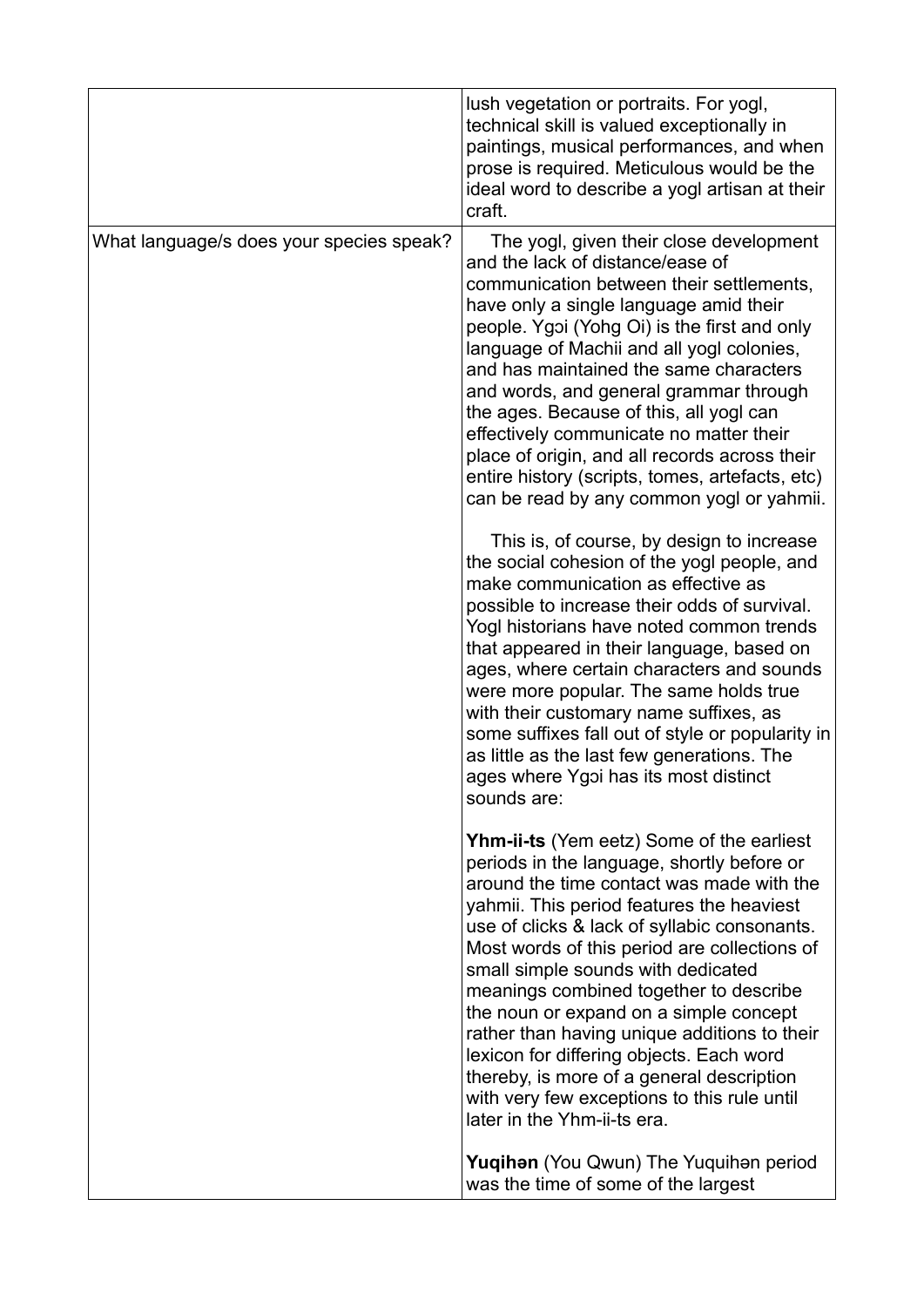| | |
|---|---|
| | lush vegetation or portraits. For yogl, technical skill is valued exceptionally in paintings, musical performances, and when prose is required. Meticulous would be the ideal word to describe a yogl artisan at their craft. |
| What language/s does your species speak? | The yogl, given their close development and the lack of distance/ease of communication between their settlements, have only a single language amid their people. Ygɔi (Yohg Oi) is the first and only language of Machii and all yogl colonies, and has maintained the same characters and words, and general grammar through the ages. Because of this, all yogl can effectively communicate no matter their place of origin, and all records across their entire history (scripts, tomes, artefacts, etc) can be read by any common yogl or yahmii.<br><br>This is, of course, by design to increase the social cohesion of the yogl people, and make communication as effective as possible to increase their odds of survival. Yogl historians have noted common trends that appeared in their language, based on ages, where certain characters and sounds were more popular. The same holds true with their customary name suffixes, as some suffixes fall out of style or popularity in as little as the last few generations. The ages where Ygɔi has its most distinct sounds are:<br><br>**Yhm-ii-ts** (Yem eetz) Some of the earliest periods in the language, shortly before or around the time contact was made with the yahmii. This period features the heaviest use of clicks & lack of syllabic consonants. Most words of this period are collections of small simple sounds with dedicated meanings combined together to describe the noun or expand on a simple concept rather than having unique additions to their lexicon for differing objects. Each word thereby, is more of a general description with very few exceptions to this rule until later in the Yhm-ii-ts era.<br><br>**Yuqihən** (You Qwun) The Yuquihən period was the time of some of the largest |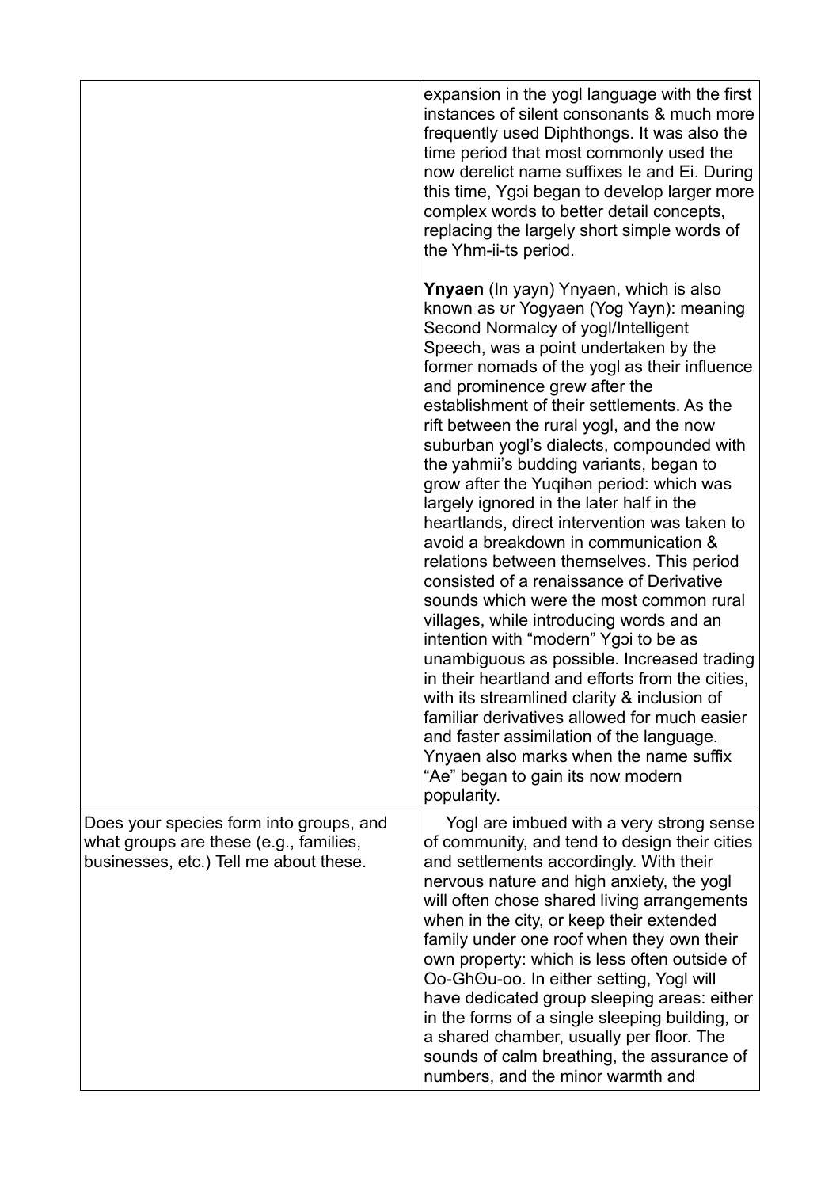| | |
|---|---|
| | expansion in the yogl language with the first instances of silent consonants & much more frequently used Diphthongs. It was also the time period that most commonly used the now derelict name suffixes Ie and Ei. During this time, Ygɔi began to develop larger more complex words to better detail concepts, replacing the largely short simple words of the Yhm-ii-ts period.<br><br>**Ynyaen** (In yayn) Ynyaen, which is also known as ʊr Yogyaen (Yog Yayn): meaning Second Normalcy of yogl/Intelligent Speech, was a point undertaken by the former nomads of the yogl as their influence and prominence grew after the establishment of their settlements. As the rift between the rural yogl, and the now suburban yogl's dialects, compounded with the yahmii's budding variants, began to grow after the Yuqihən period: which was largely ignored in the later half in the heartlands, direct intervention was taken to avoid a breakdown in communication & relations between themselves. This period consisted of a renaissance of Derivative sounds which were the most common rural villages, while introducing words and an intention with "modern" Ygɔi to be as unambiguous as possible. Increased trading in their heartland and efforts from the cities, with its streamlined clarity & inclusion of familiar derivatives allowed for much easier and faster assimilation of the language. Ynyaen also marks when the name suffix "Ae" began to gain its now modern popularity. |
| Does your species form into groups, and what groups are these (e.g., families, businesses, etc.) Tell me about these. | Yogl are imbued with a very strong sense of community, and tend to design their cities and settlements accordingly. With their nervous nature and high anxiety, the yogl will often chose shared living arrangements when in the city, or keep their extended family under one roof when they own their own property: which is less often outside of Oo-GhΘu-oo. In either setting, Yogl will have dedicated group sleeping areas: either in the forms of a single sleeping building, or a shared chamber, usually per floor. The sounds of calm breathing, the assurance of numbers, and the minor warmth and |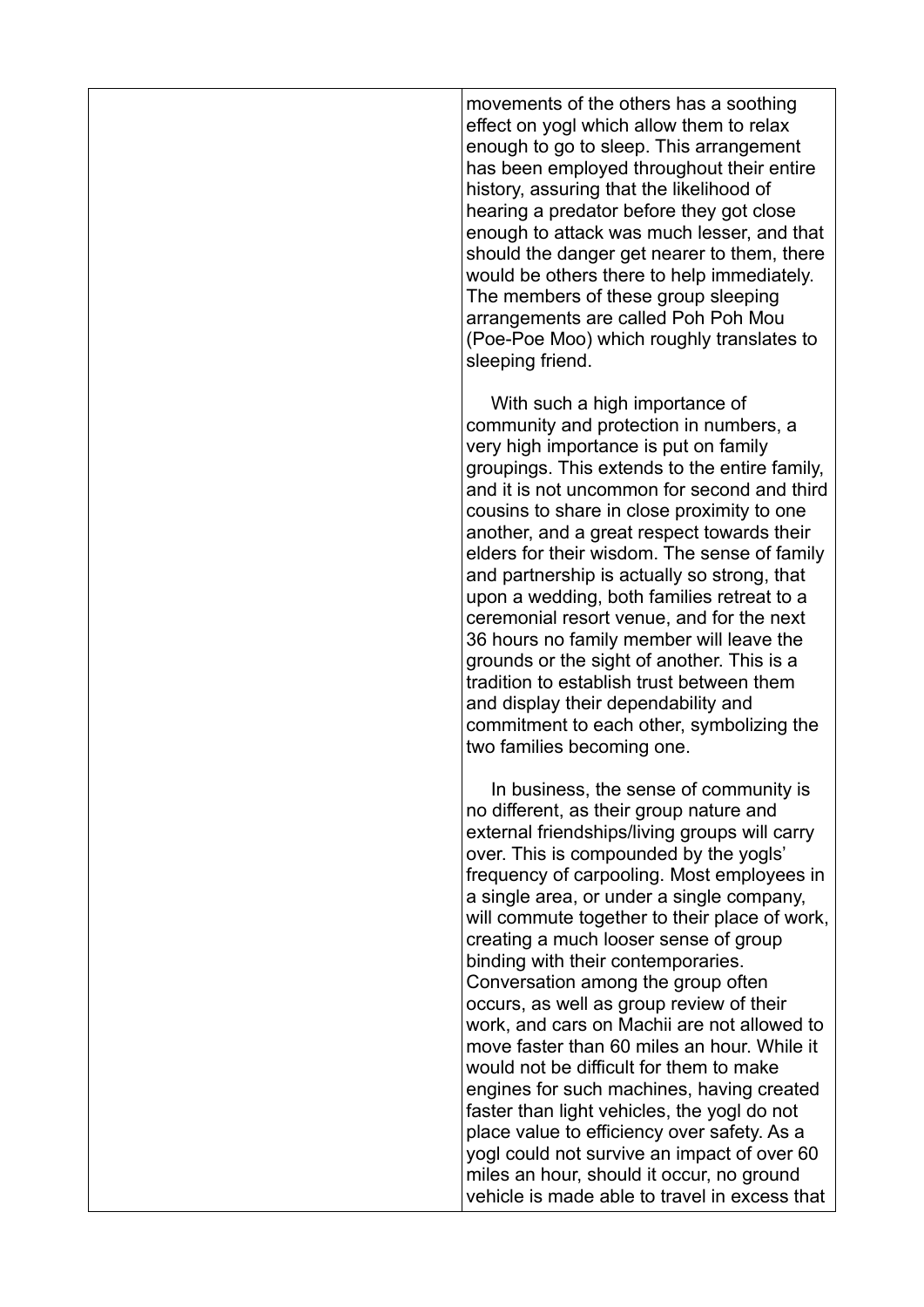movements of the others has a soothing effect on yogl which allow them to relax enough to go to sleep. This arrangement has been employed throughout their entire history, assuring that the likelihood of hearing a predator before they got close enough to attack was much lesser, and that should the danger get nearer to them, there would be others there to help immediately. The members of these group sleeping arrangements are called Poh Poh Mou (Poe-Poe Moo) which roughly translates to sleeping friend.

With such a high importance of community and protection in numbers, a very high importance is put on family groupings. This extends to the entire family, and it is not uncommon for second and third cousins to share in close proximity to one another, and a great respect towards their elders for their wisdom. The sense of family and partnership is actually so strong, that upon a wedding, both families retreat to a ceremonial resort venue, and for the next 36 hours no family member will leave the grounds or the sight of another. This is a tradition to establish trust between them and display their dependability and commitment to each other, symbolizing the two families becoming one.

In business, the sense of community is no different, as their group nature and external friendships/living groups will carry over. This is compounded by the yogls' frequency of carpooling. Most employees in a single area, or under a single company, will commute together to their place of work, creating a much looser sense of group binding with their contemporaries. Conversation among the group often occurs, as well as group review of their work, and cars on Machii are not allowed to move faster than 60 miles an hour. While it would not be difficult for them to make engines for such machines, having created faster than light vehicles, the yogl do not place value to efficiency over safety. As a yogl could not survive an impact of over 60 miles an hour, should it occur, no ground vehicle is made able to travel in excess that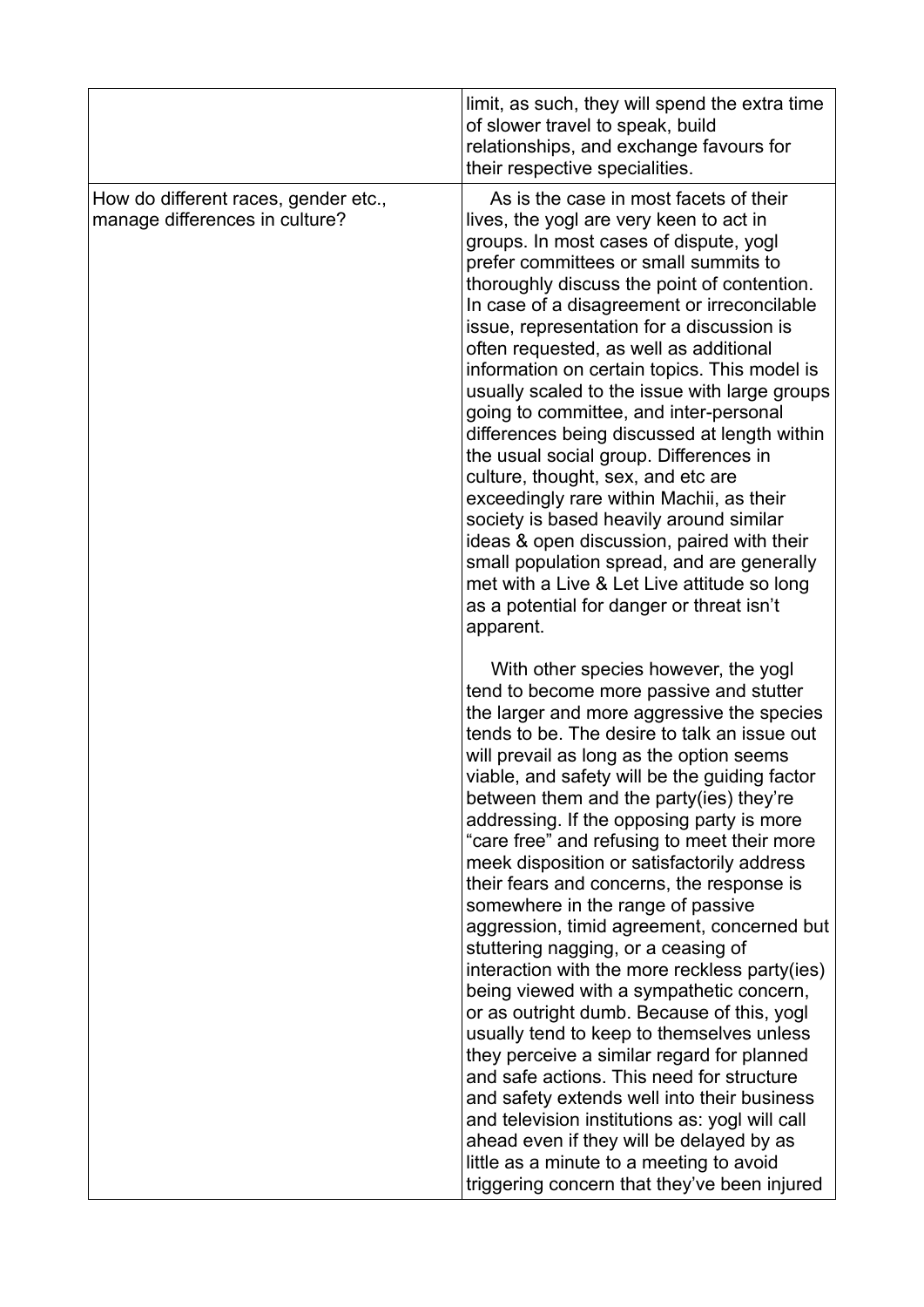| | |
|---|---|
| | limit, as such, they will spend the extra time of slower travel to speak, build relationships, and exchange favours for their respective specialities. |
| How do different races, gender etc., manage differences in culture? | As is the case in most facets of their lives, the yogl are very keen to act in groups. In most cases of dispute, yogl prefer committees or small summits to thoroughly discuss the point of contention. In case of a disagreement or irreconcilable issue, representation for a discussion is often requested, as well as additional information on certain topics. This model is usually scaled to the issue with large groups going to committee, and inter-personal differences being discussed at length within the usual social group. Differences in culture, thought, sex, and etc are exceedingly rare within Machii, as their society is based heavily around similar ideas & open discussion, paired with their small population spread, and are generally met with a Live & Let Live attitude so long as a potential for danger or threat isn't apparent.<br><br>With other species however, the yogl tend to become more passive and stutter the larger and more aggressive the species tends to be. The desire to talk an issue out will prevail as long as the option seems viable, and safety will be the guiding factor between them and the party(ies) they're addressing. If the opposing party is more "care free" and refusing to meet their more meek disposition or satisfactorily address their fears and concerns, the response is somewhere in the range of passive aggression, timid agreement, concerned but stuttering nagging, or a ceasing of interaction with the more reckless party(ies) being viewed with a sympathetic concern, or as outright dumb. Because of this, yogl usually tend to keep to themselves unless they perceive a similar regard for planned and safe actions. This need for structure and safety extends well into their business and television institutions as: yogl will call ahead even if they will be delayed by as little as a minute to a meeting to avoid triggering concern that they've been injured |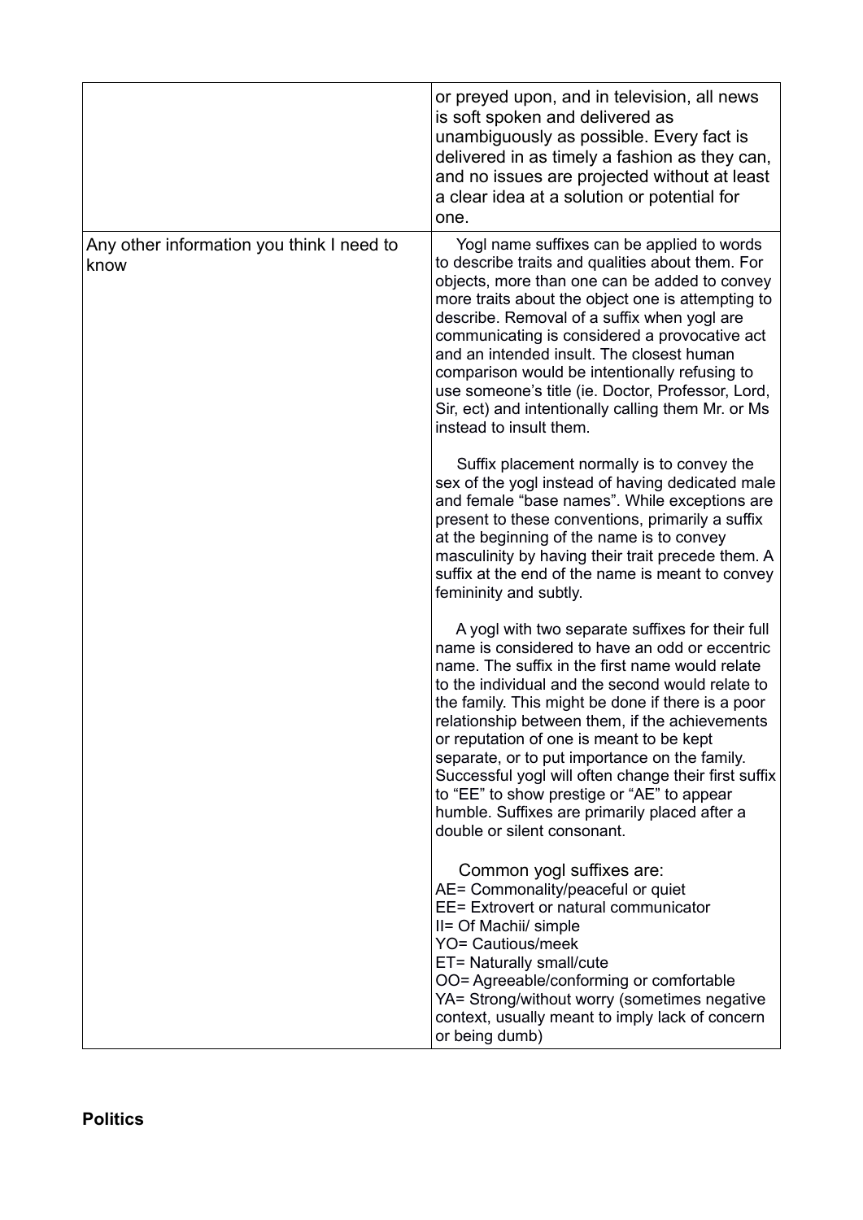| | |
|---|---|
| | or preyed upon, and in television, all news is soft spoken and delivered as unambiguously as possible. Every fact is delivered in as timely a fashion as they can, and no issues are projected without at least a clear idea at a solution or potential for one. |
| Any other information you think I need to know | Yogl name suffixes can be applied to words to describe traits and qualities about them. For objects, more than one can be added to convey more traits about the object one is attempting to describe. Removal of a suffix when yogl are communicating is considered a provocative act and an intended insult. The closest human comparison would be intentionally refusing to use someone's title (ie. Doctor, Professor, Lord, Sir, ect) and intentionally calling them Mr. or Ms instead to insult them.<br><br>Suffix placement normally is to convey the sex of the yogl instead of having dedicated male and female "base names". While exceptions are present to these conventions, primarily a suffix at the beginning of the name is to convey masculinity by having their trait precede them. A suffix at the end of the name is meant to convey femininity and subtly.<br><br>A yogl with two separate suffixes for their full name is considered to have an odd or eccentric name. The suffix in the first name would relate to the individual and the second would relate to the family. This might be done if there is a poor relationship between them, if the achievements or reputation of one is meant to be kept separate, or to put importance on the family. Successful yogl will often change their first suffix to "EE" to show prestige or "AE" to appear humble. Suffixes are primarily placed after a double or silent consonant.<br><br>Common yogl suffixes are:<br>AE= Commonality/peaceful or quiet<br>EE= Extrovert or natural communicator<br>II= Of Machii/ simple<br>YO= Cautious/meek<br>ET= Naturally small/cute<br>OO= Agreeable/conforming or comfortable<br>YA= Strong/without worry (sometimes negative context, usually meant to imply lack of concern or being dumb) |

**Politics**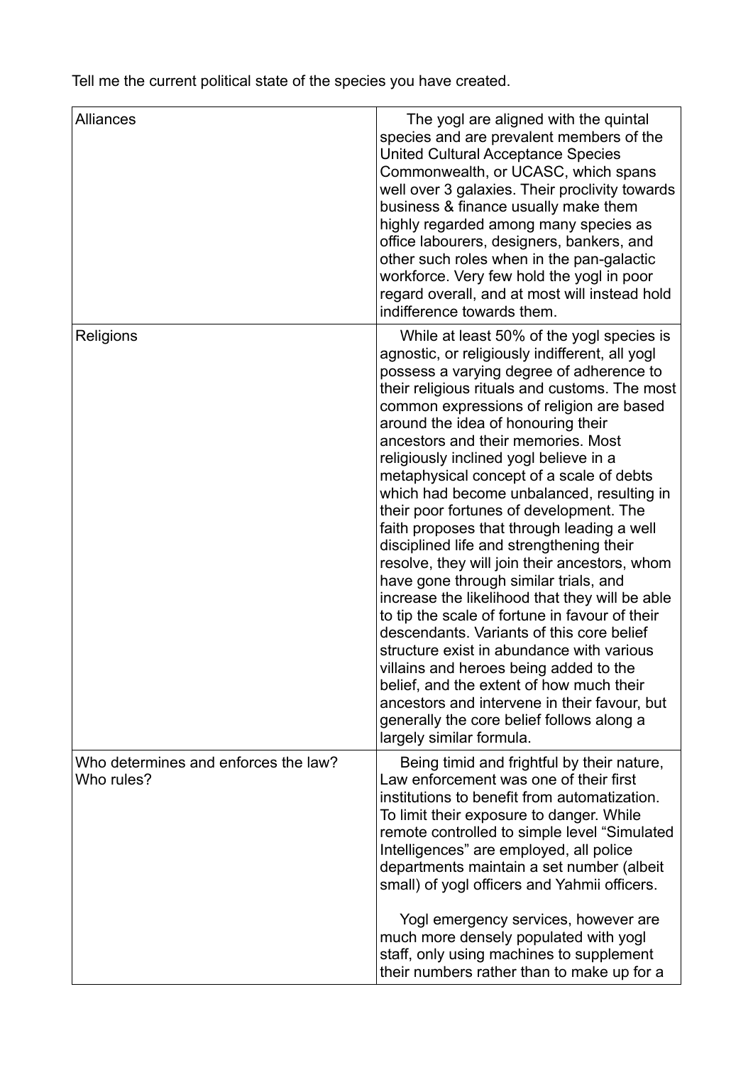Tell me the current political state of the species you have created.

| | |
|---|---|
| Alliances | The yogl are aligned with the quintal species and are prevalent members of the United Cultural Acceptance Species Commonwealth, or UCASC, which spans well over 3 galaxies. Their proclivity towards business & finance usually make them highly regarded among many species as office labourers, designers, bankers, and other such roles when in the pan-galactic workforce. Very few hold the yogl in poor regard overall, and at most will instead hold indifference towards them. |
| Religions | While at least 50% of the yogl species is agnostic, or religiously indifferent, all yogl possess a varying degree of adherence to their religious rituals and customs. The most common expressions of religion are based around the idea of honouring their ancestors and their memories. Most religiously inclined yogl believe in a metaphysical concept of a scale of debts which had become unbalanced, resulting in their poor fortunes of development. The faith proposes that through leading a well disciplined life and strengthening their resolve, they will join their ancestors, whom have gone through similar trials, and increase the likelihood that they will be able to tip the scale of fortune in favour of their descendants. Variants of this core belief structure exist in abundance with various villains and heroes being added to the belief, and the extent of how much their ancestors and intervene in their favour, but generally the core belief follows along a largely similar formula. |
| Who determines and enforces the law? Who rules? | Being timid and frightful by their nature, Law enforcement was one of their first institutions to benefit from automatization. To limit their exposure to danger. While remote controlled to simple level "Simulated Intelligences" are employed, all police departments maintain a set number (albeit small) of yogl officers and Yahmii officers.<br><br>Yogl emergency services, however are much more densely populated with yogl staff, only using machines to supplement their numbers rather than to make up for a |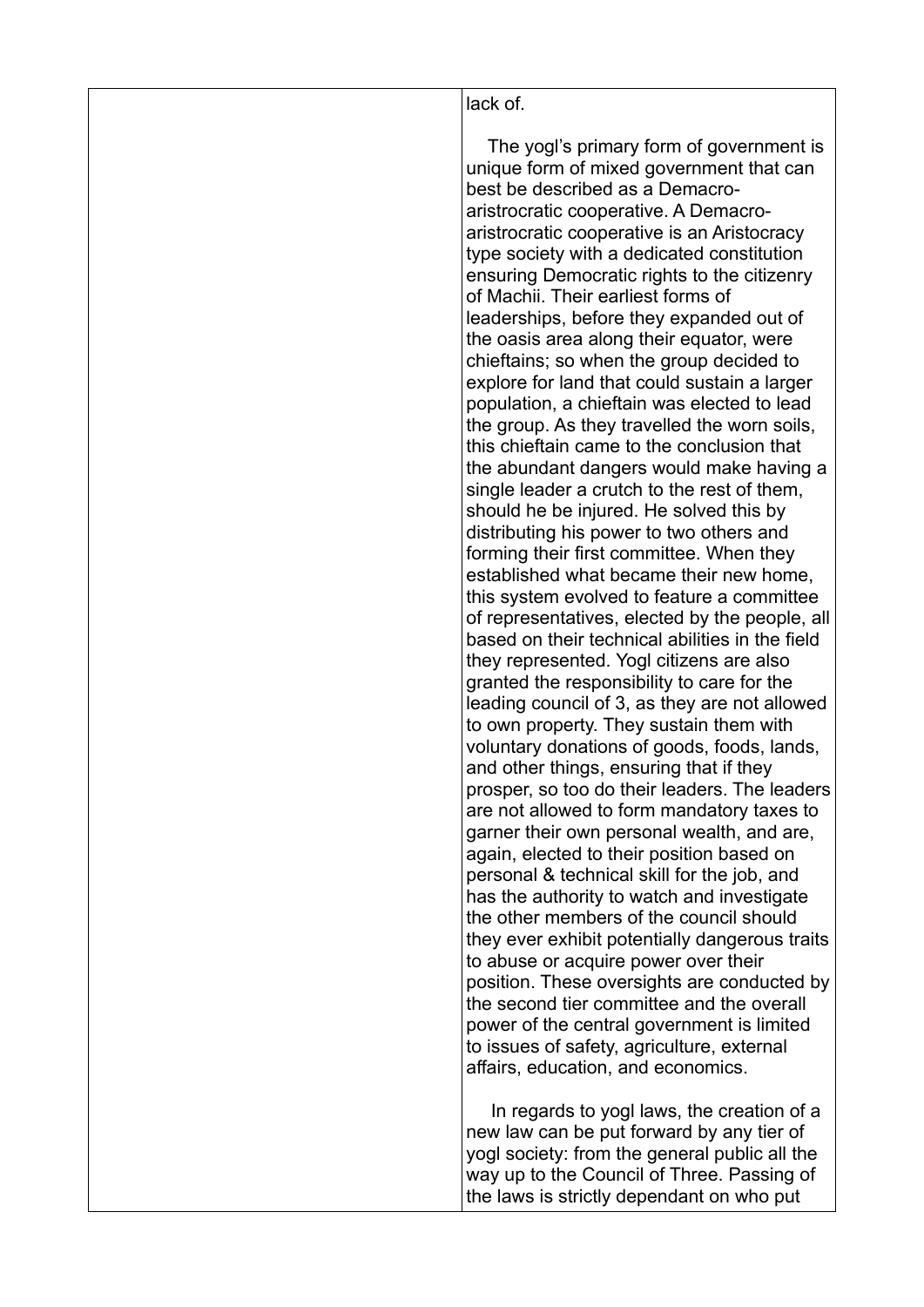lack of.

The yogl's primary form of government is unique form of mixed government that can best be described as a Demacro-aristrocratic cooperative. A Demacro-aristrocratic cooperative is an Aristocracy type society with a dedicated constitution ensuring Democratic rights to the citizenry of Machii. Their earliest forms of leaderships, before they expanded out of the oasis area along their equator, were chieftains; so when the group decided to explore for land that could sustain a larger population, a chieftain was elected to lead the group. As they travelled the worn soils, this chieftain came to the conclusion that the abundant dangers would make having a single leader a crutch to the rest of them, should he be injured. He solved this by distributing his power to two others and forming their first committee. When they established what became their new home, this system evolved to feature a committee of representatives, elected by the people, all based on their technical abilities in the field they represented. Yogl citizens are also granted the responsibility to care for the leading council of 3, as they are not allowed to own property. They sustain them with voluntary donations of goods, foods, lands, and other things, ensuring that if they prosper, so too do their leaders. The leaders are not allowed to form mandatory taxes to garner their own personal wealth, and are, again, elected to their position based on personal & technical skill for the job, and has the authority to watch and investigate the other members of the council should they ever exhibit potentially dangerous traits to abuse or acquire power over their position. These oversights are conducted by the second tier committee and the overall power of the central government is limited to issues of safety, agriculture, external affairs, education, and economics.

In regards to yogl laws, the creation of a new law can be put forward by any tier of yogl society: from the general public all the way up to the Council of Three. Passing of the laws is strictly dependant on who put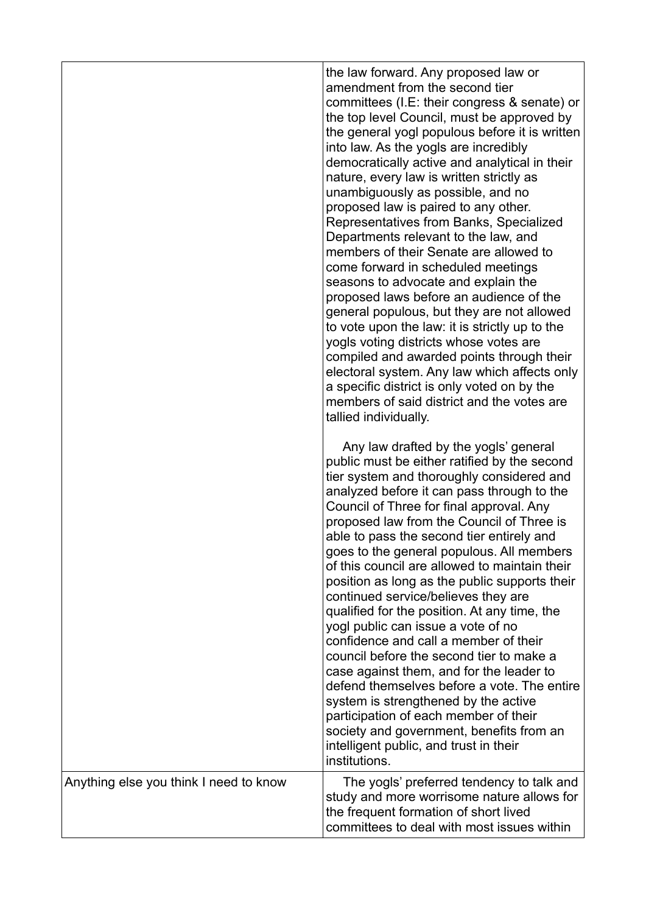| | |
|---|---|
| | the law forward. Any proposed law or amendment from the second tier committees (I.E: their congress & senate) or the top level Council, must be approved by the general yogl populous before it is written into law. As the yogls are incredibly democratically active and analytical in their nature, every law is written strictly as unambiguously as possible, and no proposed law is paired to any other. Representatives from Banks, Specialized Departments relevant to the law, and members of their Senate are allowed to come forward in scheduled meetings seasons to advocate and explain the proposed laws before an audience of the general populous, but they are not allowed to vote upon the law: it is strictly up to the yogls voting districts whose votes are compiled and awarded points through their electoral system. Any law which affects only a specific district is only voted on by the members of said district and the votes are tallied individually.<br><br>Any law drafted by the yogls' general public must be either ratified by the second tier system and thoroughly considered and analyzed before it can pass through to the Council of Three for final approval. Any proposed law from the Council of Three is able to pass the second tier entirely and goes to the general populous. All members of this council are allowed to maintain their position as long as the public supports their continued service/believes they are qualified for the position. At any time, the yogl public can issue a vote of no confidence and call a member of their council before the second tier to make a case against them, and for the leader to defend themselves before a vote. The entire system is strengthened by the active participation of each member of their society and government, benefits from an intelligent public, and trust in their institutions. |
| Anything else you think I need to know | The yogls' preferred tendency to talk and study and more worrisome nature allows for the frequent formation of short lived committees to deal with most issues within |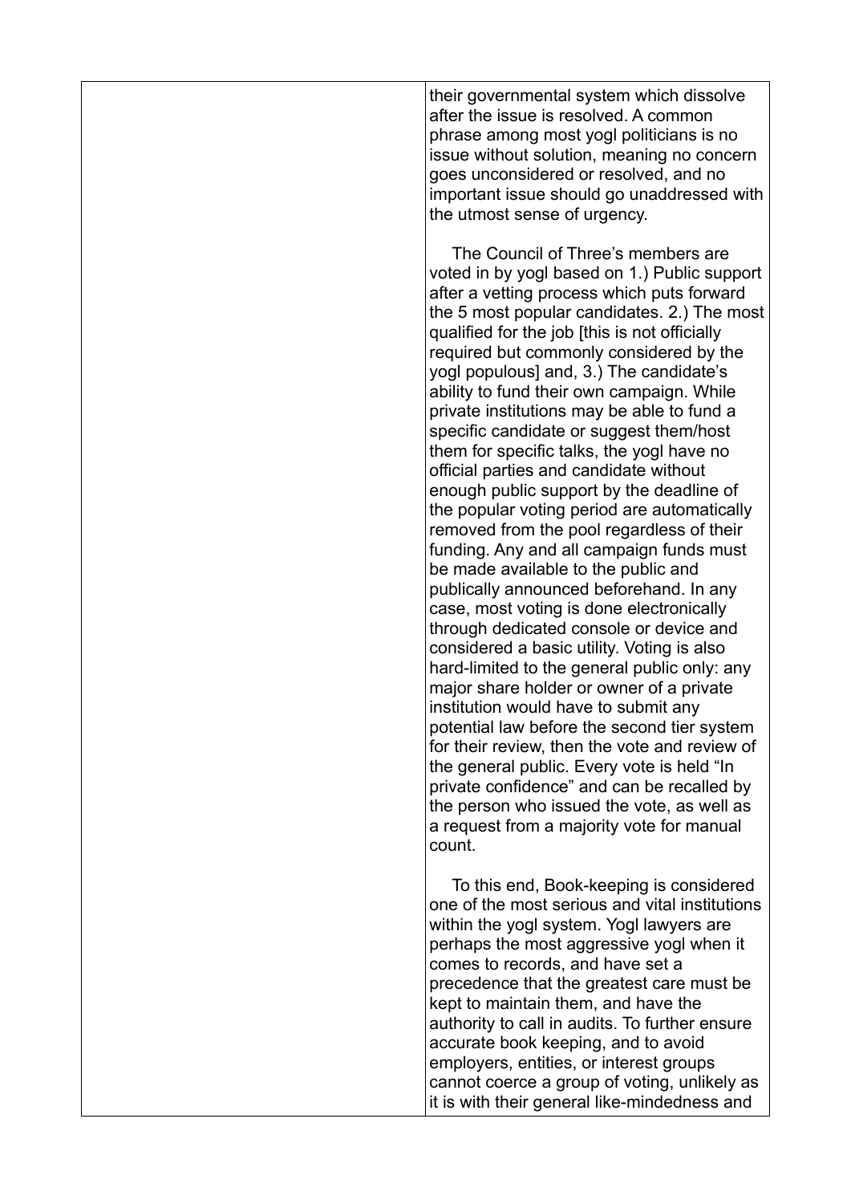their governmental system which dissolve after the issue is resolved. A common phrase among most yogl politicians is no issue without solution, meaning no concern goes unconsidered or resolved, and no important issue should go unaddressed with the utmost sense of urgency.

The Council of Three's members are voted in by yogl based on 1.) Public support after a vetting process which puts forward the 5 most popular candidates. 2.) The most qualified for the job [this is not officially required but commonly considered by the yogl populous] and, 3.) The candidate's ability to fund their own campaign. While private institutions may be able to fund a specific candidate or suggest them/host them for specific talks, the yogl have no official parties and candidate without enough public support by the deadline of the popular voting period are automatically removed from the pool regardless of their funding. Any and all campaign funds must be made available to the public and publically announced beforehand. In any case, most voting is done electronically through dedicated console or device and considered a basic utility. Voting is also hard-limited to the general public only: any major share holder or owner of a private institution would have to submit any potential law before the second tier system for their review, then the vote and review of the general public. Every vote is held "In private confidence" and can be recalled by the person who issued the vote, as well as a request from a majority vote for manual count.

To this end, Book-keeping is considered one of the most serious and vital institutions within the yogl system. Yogl lawyers are perhaps the most aggressive yogl when it comes to records, and have set a precedence that the greatest care must be kept to maintain them, and have the authority to call in audits. To further ensure accurate book keeping, and to avoid employers, entities, or interest groups cannot coerce a group of voting, unlikely as it is with their general like-mindedness and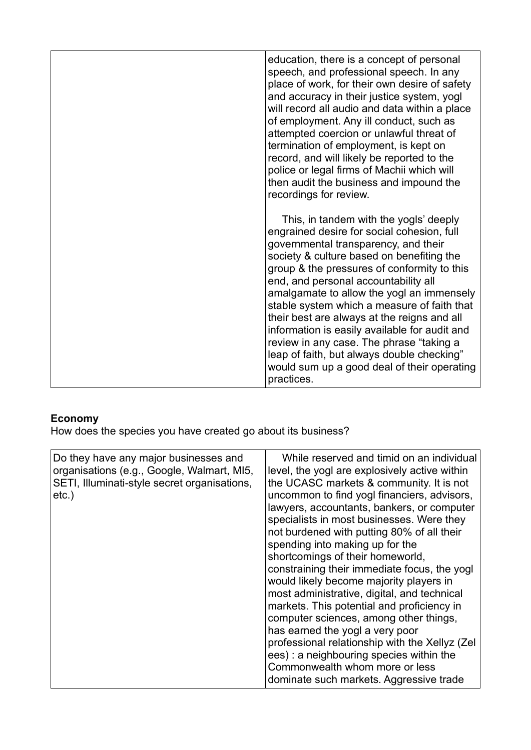| | |
|---|---|
| | education, there is a concept of personal speech, and professional speech. In any place of work, for their own desire of safety and accuracy in their justice system, yogl will record all audio and data within a place of employment. Any ill conduct, such as attempted coercion or unlawful threat of termination of employment, is kept on record, and will likely be reported to the police or legal firms of Machii which will then audit the business and impound the recordings for review.<br><br>This, in tandem with the yogls' deeply engrained desire for social cohesion, full governmental transparency, and their society & culture based on benefiting the group & the pressures of conformity to this end, and personal accountability all amalgamate to allow the yogl an immensely stable system which a measure of faith that their best are always at the reigns and all information is easily available for audit and review in any case. The phrase "taking a leap of faith, but always double checking" would sum up a good deal of their operating practices. |

**Economy**

How does the species you have created go about its business?

| | |
|---|---|
| Do they have any major businesses and organisations (e.g., Google, Walmart, MI5, SETI, Illuminati-style secret organisations, etc.) | While reserved and timid on an individual level, the yogl are explosively active within the UCASC markets & community. It is not uncommon to find yogl financiers, advisors, lawyers, accountants, bankers, or computer specialists in most businesses. Were they not burdened with putting 80% of all their spending into making up for the shortcomings of their homeworld, constraining their immediate focus, the yogl would likely become majority players in most administrative, digital, and technical markets. This potential and proficiency in computer sciences, among other things, has earned the yogl a very poor professional relationship with the Xellyz (Zel ees) : a neighbouring species within the Commonwealth whom more or less dominate such markets. Aggressive trade |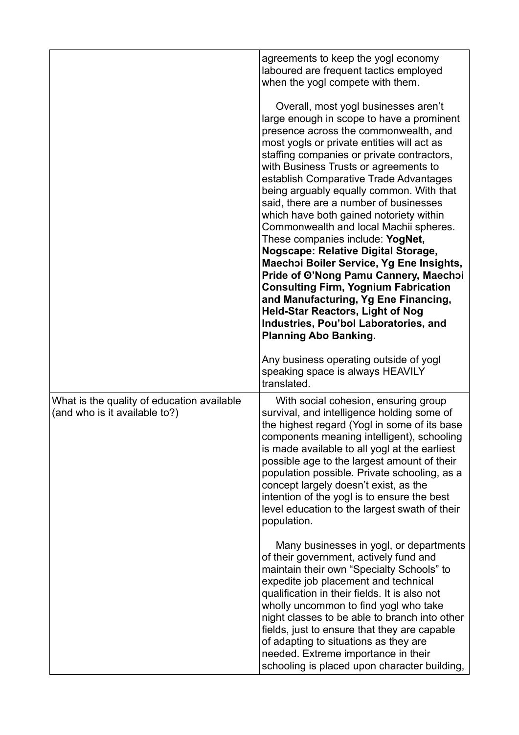| | |
|---|---|
| | agreements to keep the yogl economy laboured are frequent tactics employed when the yogl compete with them.<br><br>Overall, most yogl businesses aren't large enough in scope to have a prominent presence across the commonwealth, and most yogls or private entities will act as staffing companies or private contractors, with Business Trusts or agreements to establish Comparative Trade Advantages being arguably equally common. With that said, there are a number of businesses which have both gained notoriety within Commonwealth and local Machii spheres. These companies include: **YogNet, Nogscape: Relative Digital Storage, Maechɔi Boiler Service, Yg Ene Insights, Pride of Ө'Nong Pamu Cannery, Maechɔi Consulting Firm, Yognium Fabrication and Manufacturing, Yg Ene Financing, Held-Star Reactors, Light of Nog Industries, Pou'bol Laboratories, and Planning Abo Banking.**<br><br>Any business operating outside of yogl speaking space is always HEAVILY translated. |
| What is the quality of education available (and who is it available to?) | With social cohesion, ensuring group survival, and intelligence holding some of the highest regard (Yogl in some of its base components meaning intelligent), schooling is made available to all yogl at the earliest possible age to the largest amount of their population possible. Private schooling, as a concept largely doesn't exist, as the intention of the yogl is to ensure the best level education to the largest swath of their population.<br><br>Many businesses in yogl, or departments of their government, actively fund and maintain their own "Specialty Schools" to expedite job placement and technical qualification in their fields. It is also not wholly uncommon to find yogl who take night classes to be able to branch into other fields, just to ensure that they are capable of adapting to situations as they are needed. Extreme importance in their schooling is placed upon character building, |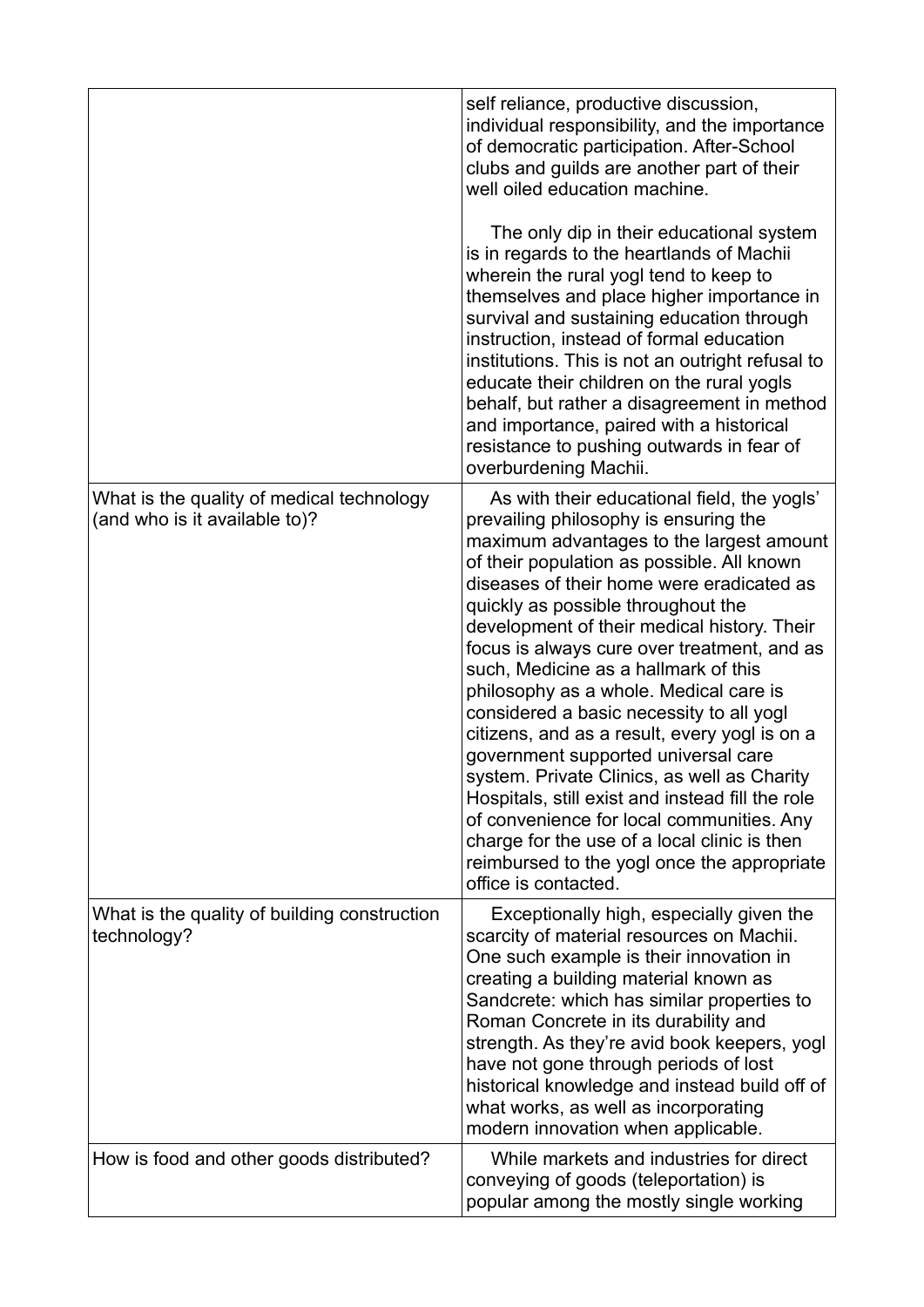| | |
|---|---|
| | self reliance, productive discussion, individual responsibility, and the importance of democratic participation. After-School clubs and guilds are another part of their well oiled education machine.<br><br>The only dip in their educational system is in regards to the heartlands of Machii wherein the rural yogl tend to keep to themselves and place higher importance in survival and sustaining education through instruction, instead of formal education institutions. This is not an outright refusal to educate their children on the rural yogls behalf, but rather a disagreement in method and importance, paired with a historical resistance to pushing outwards in fear of overburdening Machii. |
| What is the quality of medical technology (and who is it available to)? | As with their educational field, the yogls' prevailing philosophy is ensuring the maximum advantages to the largest amount of their population as possible. All known diseases of their home were eradicated as quickly as possible throughout the development of their medical history. Their focus is always cure over treatment, and as such, Medicine as a hallmark of this philosophy as a whole. Medical care is considered a basic necessity to all yogl citizens, and as a result, every yogl is on a government supported universal care system. Private Clinics, as well as Charity Hospitals, still exist and instead fill the role of convenience for local communities. Any charge for the use of a local clinic is then reimbursed to the yogl once the appropriate office is contacted. |
| What is the quality of building construction technology? | Exceptionally high, especially given the scarcity of material resources on Machii. One such example is their innovation in creating a building material known as Sandcrete: which has similar properties to Roman Concrete in its durability and strength. As they're avid book keepers, yogl have not gone through periods of lost historical knowledge and instead build off of what works, as well as incorporating modern innovation when applicable. |
| How is food and other goods distributed? | While markets and industries for direct conveying of goods (teleportation) is popular among the mostly single working |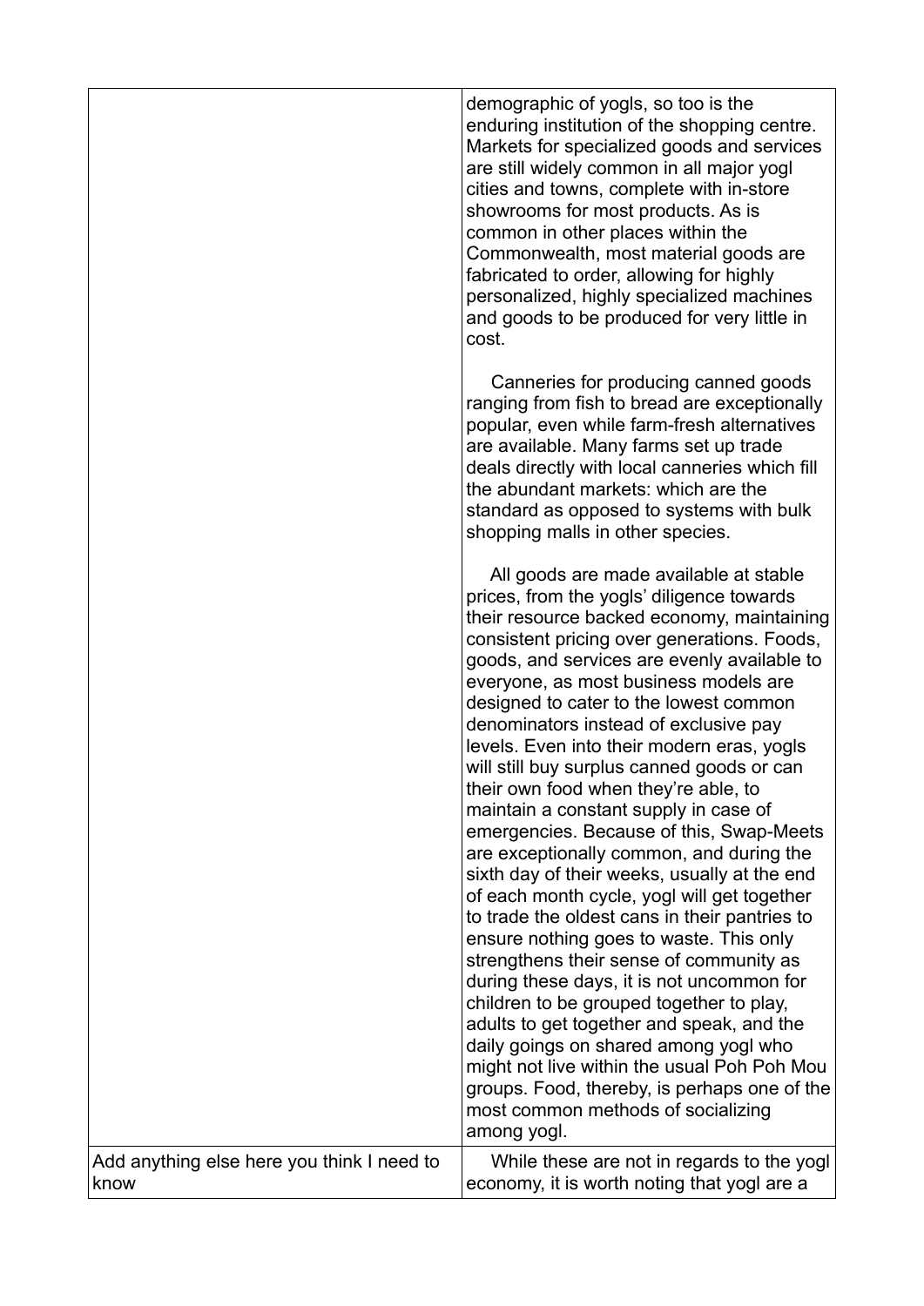| | |
|---|---|
| | demographic of yogls, so too is the enduring institution of the shopping centre. Markets for specialized goods and services are still widely common in all major yogl cities and towns, complete with in-store showrooms for most products. As is common in other places within the Commonwealth, most material goods are fabricated to order, allowing for highly personalized, highly specialized machines and goods to be produced for very little in cost.<br><br>Canneries for producing canned goods ranging from fish to bread are exceptionally popular, even while farm-fresh alternatives are available. Many farms set up trade deals directly with local canneries which fill the abundant markets: which are the standard as opposed to systems with bulk shopping malls in other species.<br><br>All goods are made available at stable prices, from the yogls' diligence towards their resource backed economy, maintaining consistent pricing over generations. Foods, goods, and services are evenly available to everyone, as most business models are designed to cater to the lowest common denominators instead of exclusive pay levels. Even into their modern eras, yogls will still buy surplus canned goods or can their own food when they're able, to maintain a constant supply in case of emergencies. Because of this, Swap-Meets are exceptionally common, and during the sixth day of their weeks, usually at the end of each month cycle, yogl will get together to trade the oldest cans in their pantries to ensure nothing goes to waste. This only strengthens their sense of community as during these days, it is not uncommon for children to be grouped together to play, adults to get together and speak, and the daily goings on shared among yogl who might not live within the usual Poh Poh Mou groups. Food, thereby, is perhaps one of the most common methods of socializing among yogl. |
| Add anything else here you think I need to know | While these are not in regards to the yogl economy, it is worth noting that yogl are a |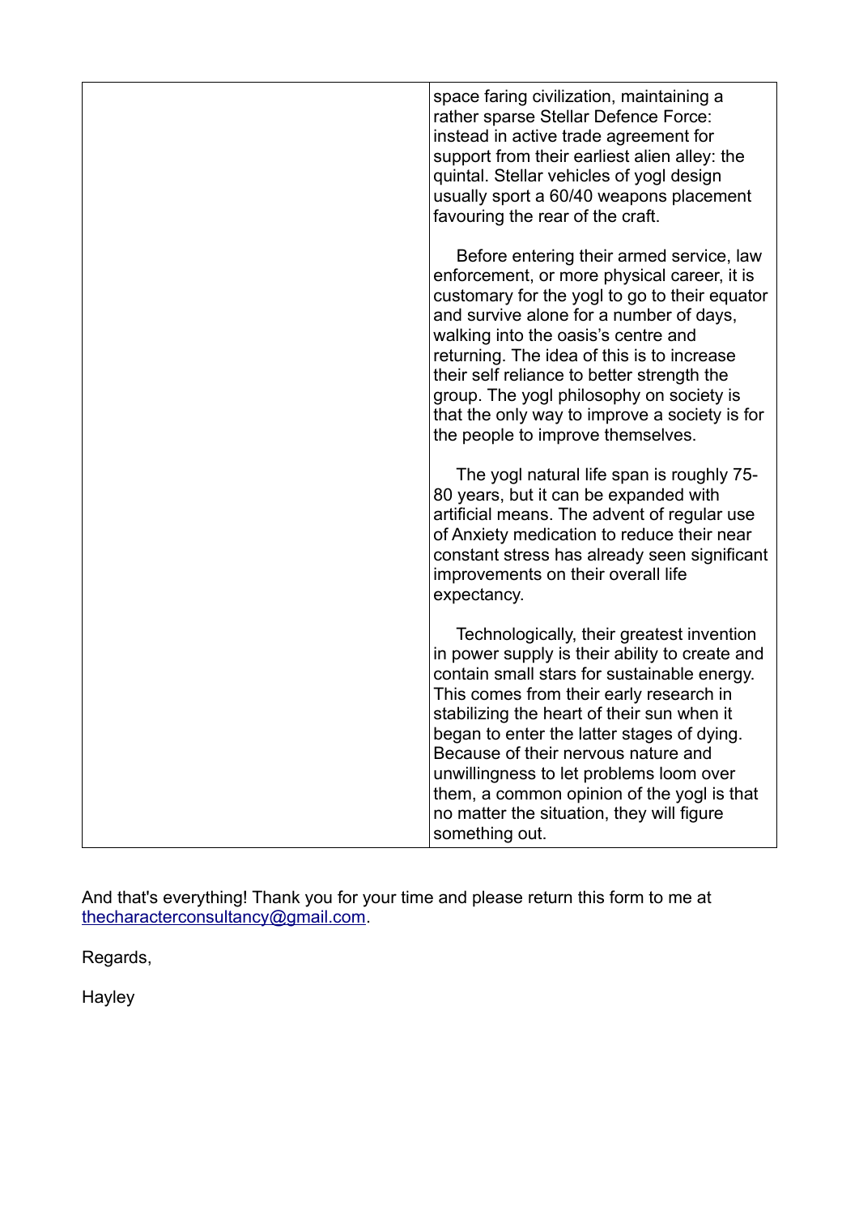| | |
|---|---|
| | space faring civilization, maintaining a rather sparse Stellar Defence Force: instead in active trade agreement for support from their earliest alien alley: the quintal. Stellar vehicles of yogl design usually sport a 60/40 weapons placement favouring the rear of the craft.<br><br>Before entering their armed service, law enforcement, or more physical career, it is customary for the yogl to go to their equator and survive alone for a number of days, walking into the oasis's centre and returning. The idea of this is to increase their self reliance to better strength the group. The yogl philosophy on society is that the only way to improve a society is for the people to improve themselves.<br><br>The yogl natural life span is roughly 75-80 years, but it can be expanded with artificial means. The advent of regular use of Anxiety medication to reduce their near constant stress has already seen significant improvements on their overall life expectancy.<br><br>Technologically, their greatest invention in power supply is their ability to create and contain small stars for sustainable energy. This comes from their early research in stabilizing the heart of their sun when it began to enter the latter stages of dying. Because of their nervous nature and unwillingness to let problems loom over them, a common opinion of the yogl is that no matter the situation, they will figure something out. |

And that's everything! Thank you for your time and please return this form to me at thecharacterconsultancy@gmail.com.

Regards,

Hayley